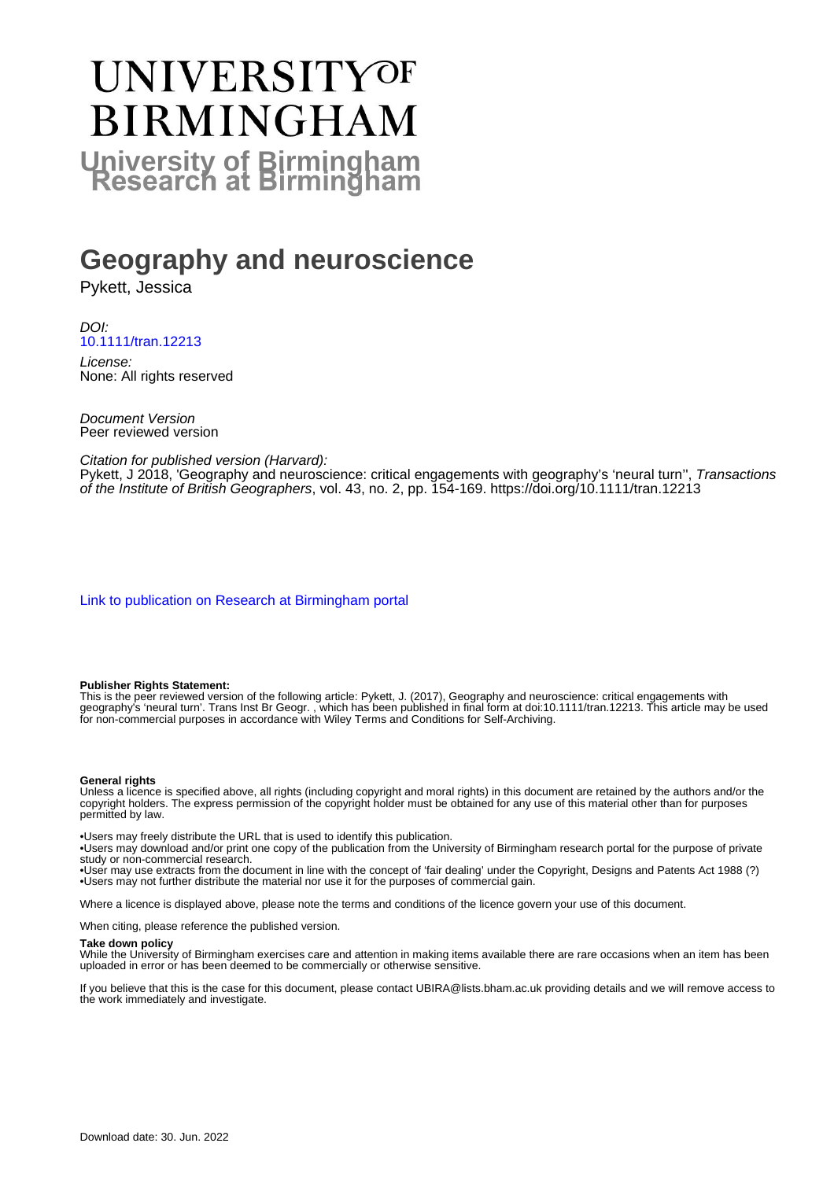# UNIVERSITY OF BIRMINGHAM

**University of Birmingham Research at Birmingham**

# Geography and neuroscience

Pykett, Jessica

*DOI:*
10.1111/tran.12213

*License:*
None: All rights reserved

*Document Version*
Peer reviewed version

*Citation for published version (Harvard):*
Pykett, J 2018, 'Geography and neuroscience: critical engagements with geography's 'neural turn'', *Transactions of the Institute of British Geographers*, vol. 43, no. 2, pp. 154-169. https://doi.org/10.1111/tran.12213

Link to publication on Research at Birmingham portal

**Publisher Rights Statement:**
This is the peer reviewed version of the following article: Pykett, J. (2017), Geography and neuroscience: critical engagements with geography's 'neural turn'. Trans Inst Br Geogr. , which has been published in final form at doi:10.1111/tran.12213. This article may be used for non-commercial purposes in accordance with Wiley Terms and Conditions for Self-Archiving.

**General rights**
Unless a licence is specified above, all rights (including copyright and moral rights) in this document are retained by the authors and/or the copyright holders. The express permission of the copyright holder must be obtained for any use of this material other than for purposes permitted by law.

•Users may freely distribute the URL that is used to identify this publication.
•Users may download and/or print one copy of the publication from the University of Birmingham research portal for the purpose of private study or non-commercial research.
•User may use extracts from the document in line with the concept of 'fair dealing' under the Copyright, Designs and Patents Act 1988 (?)
•Users may not further distribute the material nor use it for the purposes of commercial gain.

Where a licence is displayed above, please note the terms and conditions of the licence govern your use of this document.

When citing, please reference the published version.

**Take down policy**
While the University of Birmingham exercises care and attention in making items available there are rare occasions when an item has been uploaded in error or has been deemed to be commercially or otherwise sensitive.

If you believe that this is the case for this document, please contact UBIRA@lists.bham.ac.uk providing details and we will remove access to the work immediately and investigate.

Download date: 30. Jun. 2022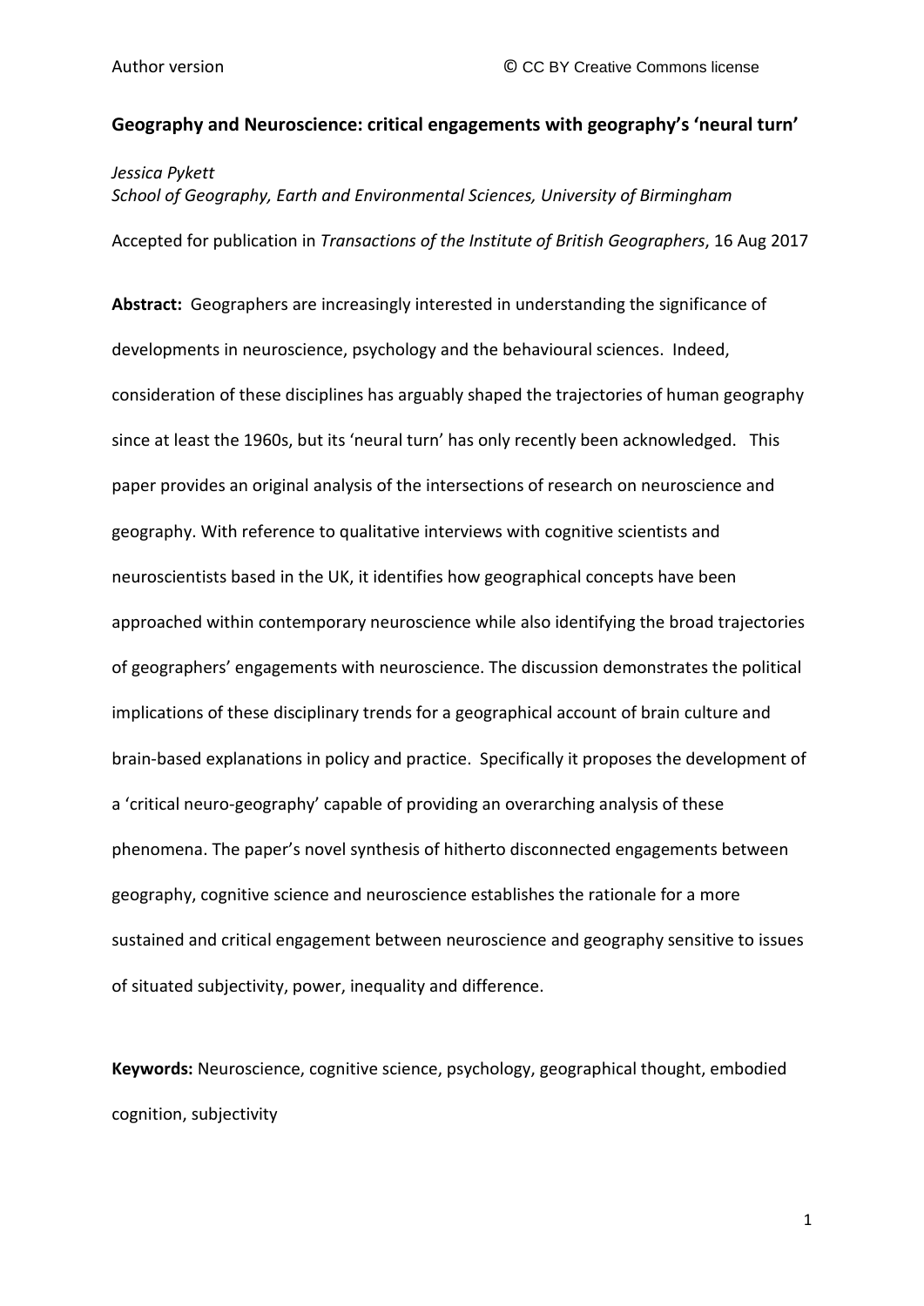Author version © CC BY Creative Commons license

**Geography and Neuroscience: critical engagements with geography's 'neural turn'**

*Jessica Pykett*
*School of Geography, Earth and Environmental Sciences, University of Birmingham*

Accepted for publication in *Transactions of the Institute of British Geographers*, 16 Aug 2017

**Abstract:** Geographers are increasingly interested in understanding the significance of developments in neuroscience, psychology and the behavioural sciences. Indeed, consideration of these disciplines has arguably shaped the trajectories of human geography since at least the 1960s, but its 'neural turn' has only recently been acknowledged. This paper provides an original analysis of the intersections of research on neuroscience and geography. With reference to qualitative interviews with cognitive scientists and neuroscientists based in the UK, it identifies how geographical concepts have been approached within contemporary neuroscience while also identifying the broad trajectories of geographers' engagements with neuroscience. The discussion demonstrates the political implications of these disciplinary trends for a geographical account of brain culture and brain-based explanations in policy and practice. Specifically it proposes the development of a 'critical neuro-geography' capable of providing an overarching analysis of these phenomena. The paper's novel synthesis of hitherto disconnected engagements between geography, cognitive science and neuroscience establishes the rationale for a more sustained and critical engagement between neuroscience and geography sensitive to issues of situated subjectivity, power, inequality and difference.

**Keywords:** Neuroscience, cognitive science, psychology, geographical thought, embodied cognition, subjectivity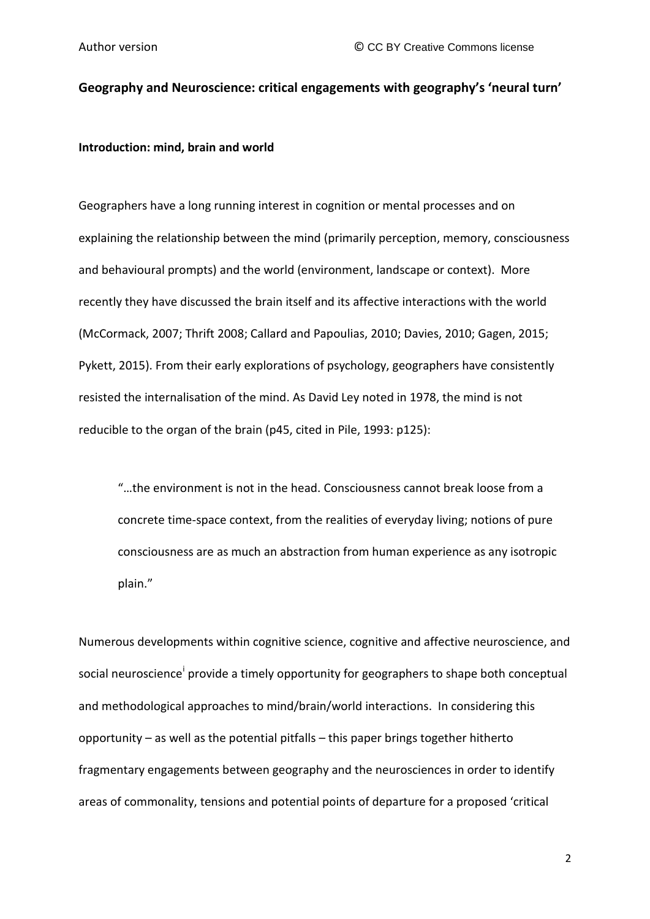**Geography and Neuroscience: critical engagements with geography's 'neural turn'**

**Introduction: mind, brain and world**

Geographers have a long running interest in cognition or mental processes and on explaining the relationship between the mind (primarily perception, memory, consciousness and behavioural prompts) and the world (environment, landscape or context). More recently they have discussed the brain itself and its affective interactions with the world (McCormack, 2007; Thrift 2008; Callard and Papoulias, 2010; Davies, 2010; Gagen, 2015; Pykett, 2015). From their early explorations of psychology, geographers have consistently resisted the internalisation of the mind. As David Ley noted in 1978, the mind is not reducible to the organ of the brain (p45, cited in Pile, 1993: p125):

> "…the environment is not in the head. Consciousness cannot break loose from a concrete time-space context, from the realities of everyday living; notions of pure consciousness are as much an abstraction from human experience as any isotropic plain."

Numerous developments within cognitive science, cognitive and affective neuroscience, and social neuroscience[i] provide a timely opportunity for geographers to shape both conceptual and methodological approaches to mind/brain/world interactions. In considering this opportunity – as well as the potential pitfalls – this paper brings together hitherto fragmentary engagements between geography and the neurosciences in order to identify areas of commonality, tensions and potential points of departure for a proposed 'critical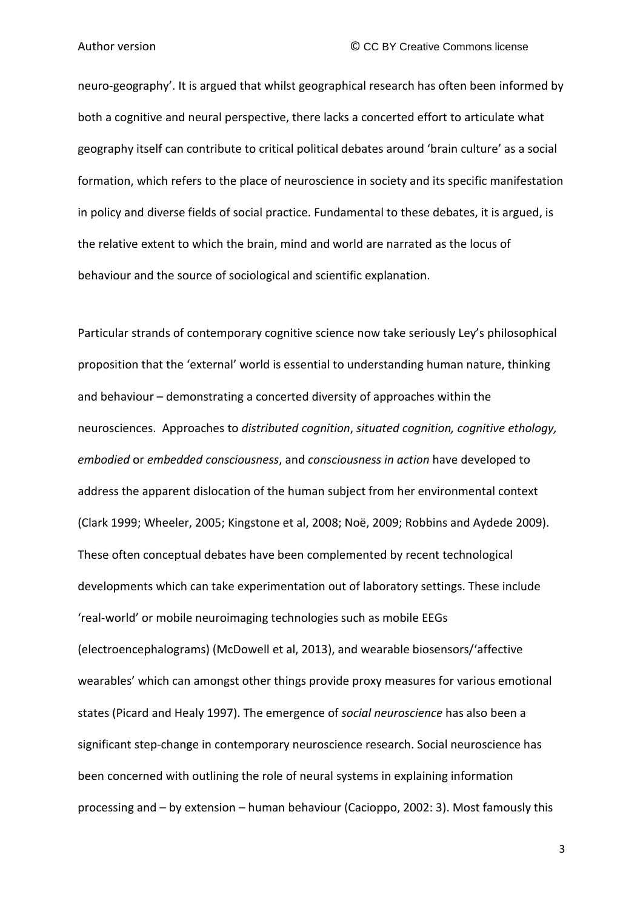neuro-geography'. It is argued that whilst geographical research has often been informed by both a cognitive and neural perspective, there lacks a concerted effort to articulate what geography itself can contribute to critical political debates around 'brain culture' as a social formation, which refers to the place of neuroscience in society and its specific manifestation in policy and diverse fields of social practice. Fundamental to these debates, it is argued, is the relative extent to which the brain, mind and world are narrated as the locus of behaviour and the source of sociological and scientific explanation.

Particular strands of contemporary cognitive science now take seriously Ley's philosophical proposition that the 'external' world is essential to understanding human nature, thinking and behaviour – demonstrating a concerted diversity of approaches within the neurosciences. Approaches to *distributed cognition*, *situated cognition, cognitive ethology, embodied* or *embedded consciousness*, and *consciousness in action* have developed to address the apparent dislocation of the human subject from her environmental context (Clark 1999; Wheeler, 2005; Kingstone et al, 2008; Noë, 2009; Robbins and Aydede 2009). These often conceptual debates have been complemented by recent technological developments which can take experimentation out of laboratory settings. These include 'real-world' or mobile neuroimaging technologies such as mobile EEGs (electroencephalograms) (McDowell et al, 2013), and wearable biosensors/'affective wearables' which can amongst other things provide proxy measures for various emotional states (Picard and Healy 1997). The emergence of *social neuroscience* has also been a significant step-change in contemporary neuroscience research. Social neuroscience has been concerned with outlining the role of neural systems in explaining information processing and – by extension – human behaviour (Cacioppo, 2002: 3). Most famously this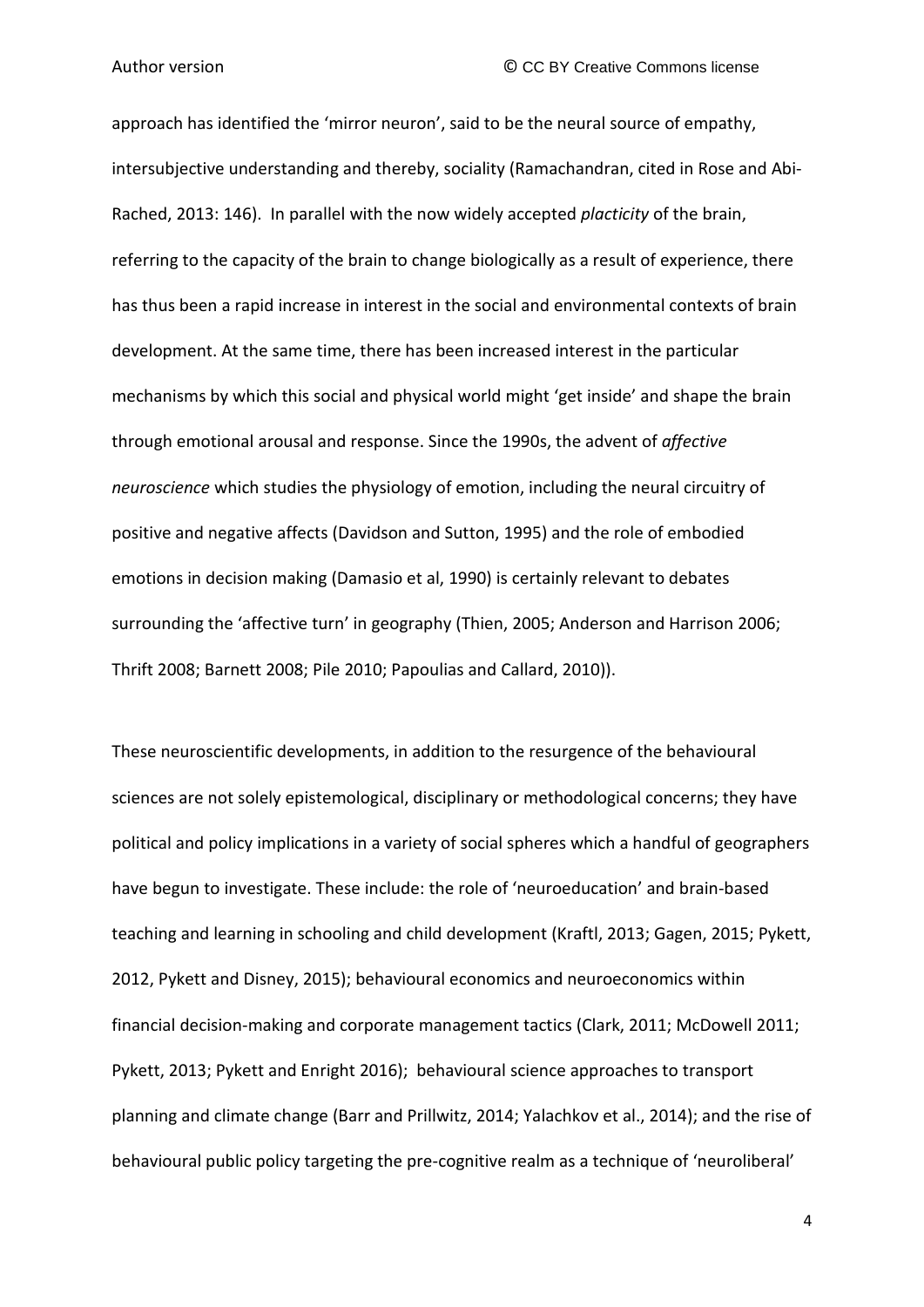approach has identified the 'mirror neuron', said to be the neural source of empathy, intersubjective understanding and thereby, sociality (Ramachandran, cited in Rose and Abi-Rached, 2013: 146). In parallel with the now widely accepted *placticity* of the brain, referring to the capacity of the brain to change biologically as a result of experience, there has thus been a rapid increase in interest in the social and environmental contexts of brain development. At the same time, there has been increased interest in the particular mechanisms by which this social and physical world might 'get inside' and shape the brain through emotional arousal and response. Since the 1990s, the advent of *affective neuroscience* which studies the physiology of emotion, including the neural circuitry of positive and negative affects (Davidson and Sutton, 1995) and the role of embodied emotions in decision making (Damasio et al, 1990) is certainly relevant to debates surrounding the 'affective turn' in geography (Thien, 2005; Anderson and Harrison 2006; Thrift 2008; Barnett 2008; Pile 2010; Papoulias and Callard, 2010)).

These neuroscientific developments, in addition to the resurgence of the behavioural sciences are not solely epistemological, disciplinary or methodological concerns; they have political and policy implications in a variety of social spheres which a handful of geographers have begun to investigate. These include: the role of 'neuroeducation' and brain-based teaching and learning in schooling and child development (Kraftl, 2013; Gagen, 2015; Pykett, 2012, Pykett and Disney, 2015); behavioural economics and neuroeconomics within financial decision-making and corporate management tactics (Clark, 2011; McDowell 2011; Pykett, 2013; Pykett and Enright 2016); behavioural science approaches to transport planning and climate change (Barr and Prillwitz, 2014; Yalachkov et al., 2014); and the rise of behavioural public policy targeting the pre-cognitive realm as a technique of 'neuroliberal'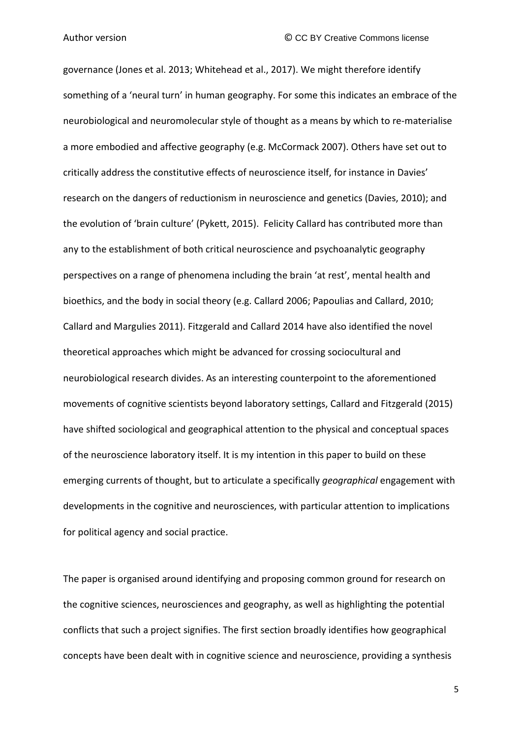governance (Jones et al. 2013; Whitehead et al., 2017). We might therefore identify something of a 'neural turn' in human geography. For some this indicates an embrace of the neurobiological and neuromolecular style of thought as a means by which to re-materialise a more embodied and affective geography (e.g. McCormack 2007). Others have set out to critically address the constitutive effects of neuroscience itself, for instance in Davies' research on the dangers of reductionism in neuroscience and genetics (Davies, 2010); and the evolution of 'brain culture' (Pykett, 2015).  Felicity Callard has contributed more than any to the establishment of both critical neuroscience and psychoanalytic geography perspectives on a range of phenomena including the brain 'at rest', mental health and bioethics, and the body in social theory (e.g. Callard 2006; Papoulias and Callard, 2010; Callard and Margulies 2011). Fitzgerald and Callard 2014 have also identified the novel theoretical approaches which might be advanced for crossing sociocultural and neurobiological research divides. As an interesting counterpoint to the aforementioned movements of cognitive scientists beyond laboratory settings, Callard and Fitzgerald (2015) have shifted sociological and geographical attention to the physical and conceptual spaces of the neuroscience laboratory itself. It is my intention in this paper to build on these emerging currents of thought, but to articulate a specifically *geographical* engagement with developments in the cognitive and neurosciences, with particular attention to implications for political agency and social practice.

The paper is organised around identifying and proposing common ground for research on the cognitive sciences, neurosciences and geography, as well as highlighting the potential conflicts that such a project signifies. The first section broadly identifies how geographical concepts have been dealt with in cognitive science and neuroscience, providing a synthesis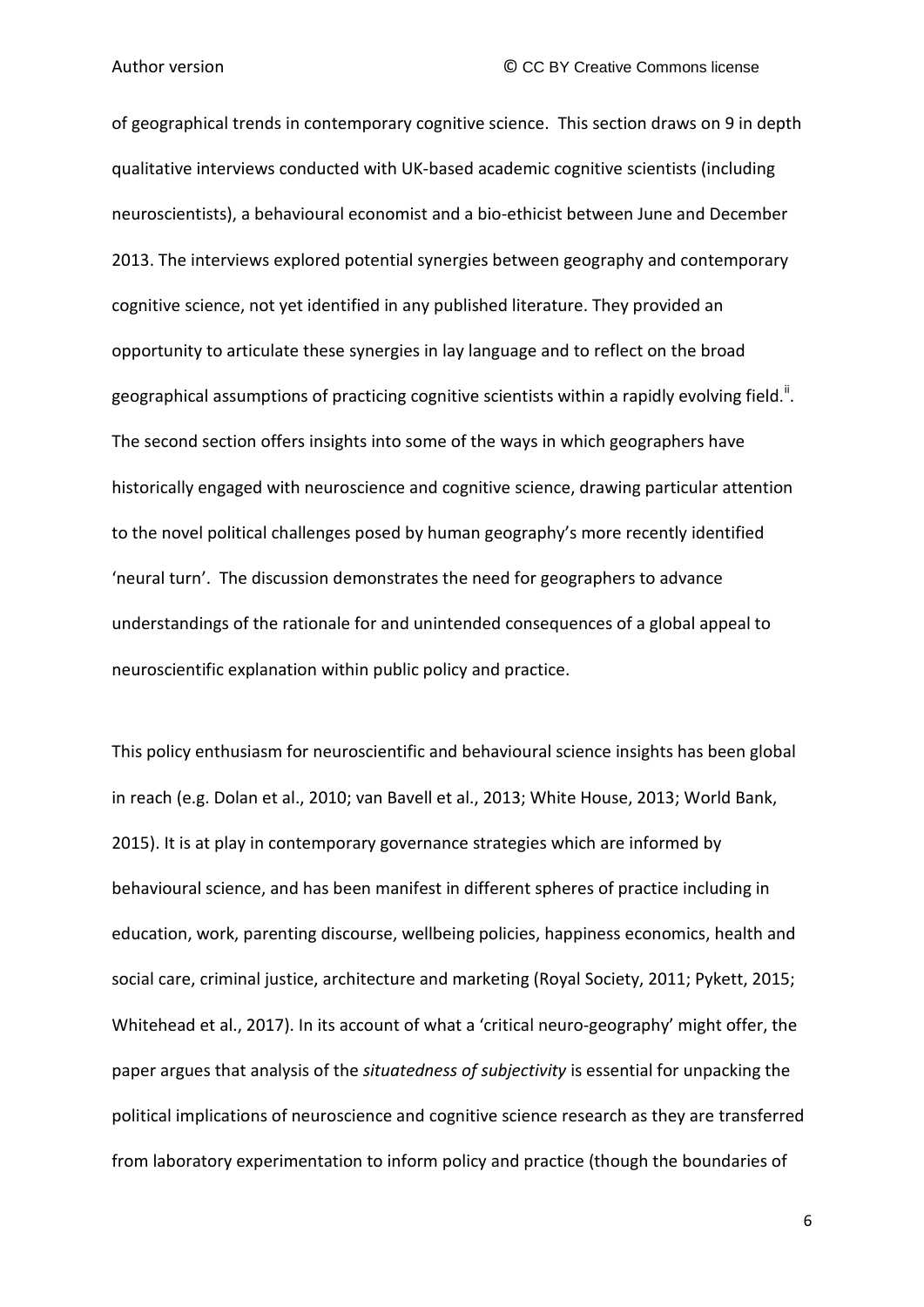of geographical trends in contemporary cognitive science. This section draws on 9 in depth qualitative interviews conducted with UK-based academic cognitive scientists (including neuroscientists), a behavioural economist and a bio-ethicist between June and December 2013. The interviews explored potential synergies between geography and contemporary cognitive science, not yet identified in any published literature. They provided an opportunity to articulate these synergies in lay language and to reflect on the broad geographical assumptions of practicing cognitive scientists within a rapidly evolving field.[ii]. The second section offers insights into some of the ways in which geographers have historically engaged with neuroscience and cognitive science, drawing particular attention to the novel political challenges posed by human geography's more recently identified 'neural turn'. The discussion demonstrates the need for geographers to advance understandings of the rationale for and unintended consequences of a global appeal to neuroscientific explanation within public policy and practice.

This policy enthusiasm for neuroscientific and behavioural science insights has been global in reach (e.g. Dolan et al., 2010; van Bavell et al., 2013; White House, 2013; World Bank, 2015). It is at play in contemporary governance strategies which are informed by behavioural science, and has been manifest in different spheres of practice including in education, work, parenting discourse, wellbeing policies, happiness economics, health and social care, criminal justice, architecture and marketing (Royal Society, 2011; Pykett, 2015; Whitehead et al., 2017). In its account of what a 'critical neuro-geography' might offer, the paper argues that analysis of the *situatedness of subjectivity* is essential for unpacking the political implications of neuroscience and cognitive science research as they are transferred from laboratory experimentation to inform policy and practice (though the boundaries of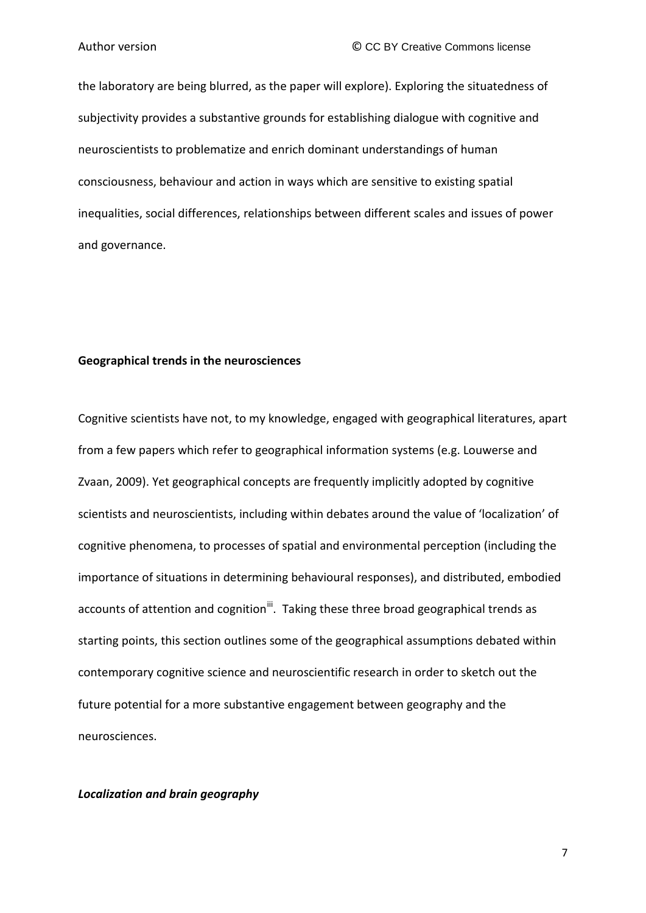the laboratory are being blurred, as the paper will explore). Exploring the situatedness of subjectivity provides a substantive grounds for establishing dialogue with cognitive and neuroscientists to problematize and enrich dominant understandings of human consciousness, behaviour and action in ways which are sensitive to existing spatial inequalities, social differences, relationships between different scales and issues of power and governance.

## Geographical trends in the neurosciences

Cognitive scientists have not, to my knowledge, engaged with geographical literatures, apart from a few papers which refer to geographical information systems (e.g. Louwerse and Zvaan, 2009). Yet geographical concepts are frequently implicitly adopted by cognitive scientists and neuroscientists, including within debates around the value of 'localization' of cognitive phenomena, to processes of spatial and environmental perception (including the importance of situations in determining behavioural responses), and distributed, embodied accounts of attention and cognition[iii]. Taking these three broad geographical trends as starting points, this section outlines some of the geographical assumptions debated within contemporary cognitive science and neuroscientific research in order to sketch out the future potential for a more substantive engagement between geography and the neurosciences.

### *Localization and brain geography*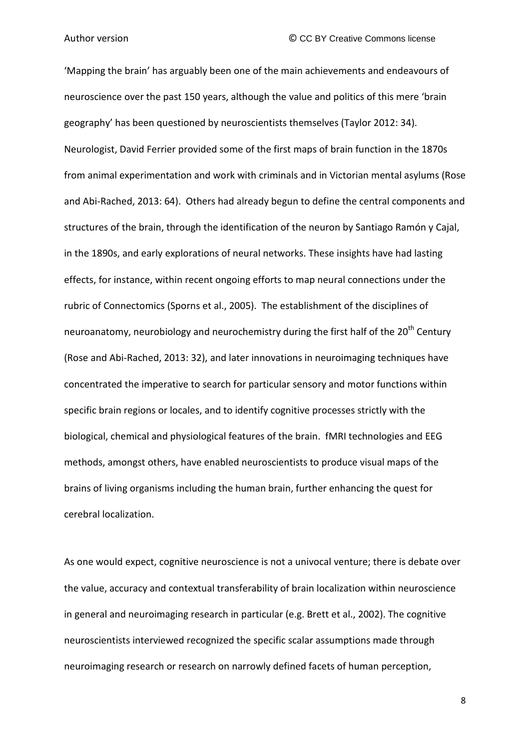'Mapping the brain' has arguably been one of the main achievements and endeavours of neuroscience over the past 150 years, although the value and politics of this mere 'brain geography' has been questioned by neuroscientists themselves (Taylor 2012: 34). Neurologist, David Ferrier provided some of the first maps of brain function in the 1870s from animal experimentation and work with criminals and in Victorian mental asylums (Rose and Abi-Rached, 2013: 64). Others had already begun to define the central components and structures of the brain, through the identification of the neuron by Santiago Ramón y Cajal, in the 1890s, and early explorations of neural networks. These insights have had lasting effects, for instance, within recent ongoing efforts to map neural connections under the rubric of Connectomics (Sporns et al., 2005). The establishment of the disciplines of neuroanatomy, neurobiology and neurochemistry during the first half of the 20th Century (Rose and Abi-Rached, 2013: 32), and later innovations in neuroimaging techniques have concentrated the imperative to search for particular sensory and motor functions within specific brain regions or locales, and to identify cognitive processes strictly with the biological, chemical and physiological features of the brain. fMRI technologies and EEG methods, amongst others, have enabled neuroscientists to produce visual maps of the brains of living organisms including the human brain, further enhancing the quest for cerebral localization.

As one would expect, cognitive neuroscience is not a univocal venture; there is debate over the value, accuracy and contextual transferability of brain localization within neuroscience in general and neuroimaging research in particular (e.g. Brett et al., 2002). The cognitive neuroscientists interviewed recognized the specific scalar assumptions made through neuroimaging research or research on narrowly defined facets of human perception,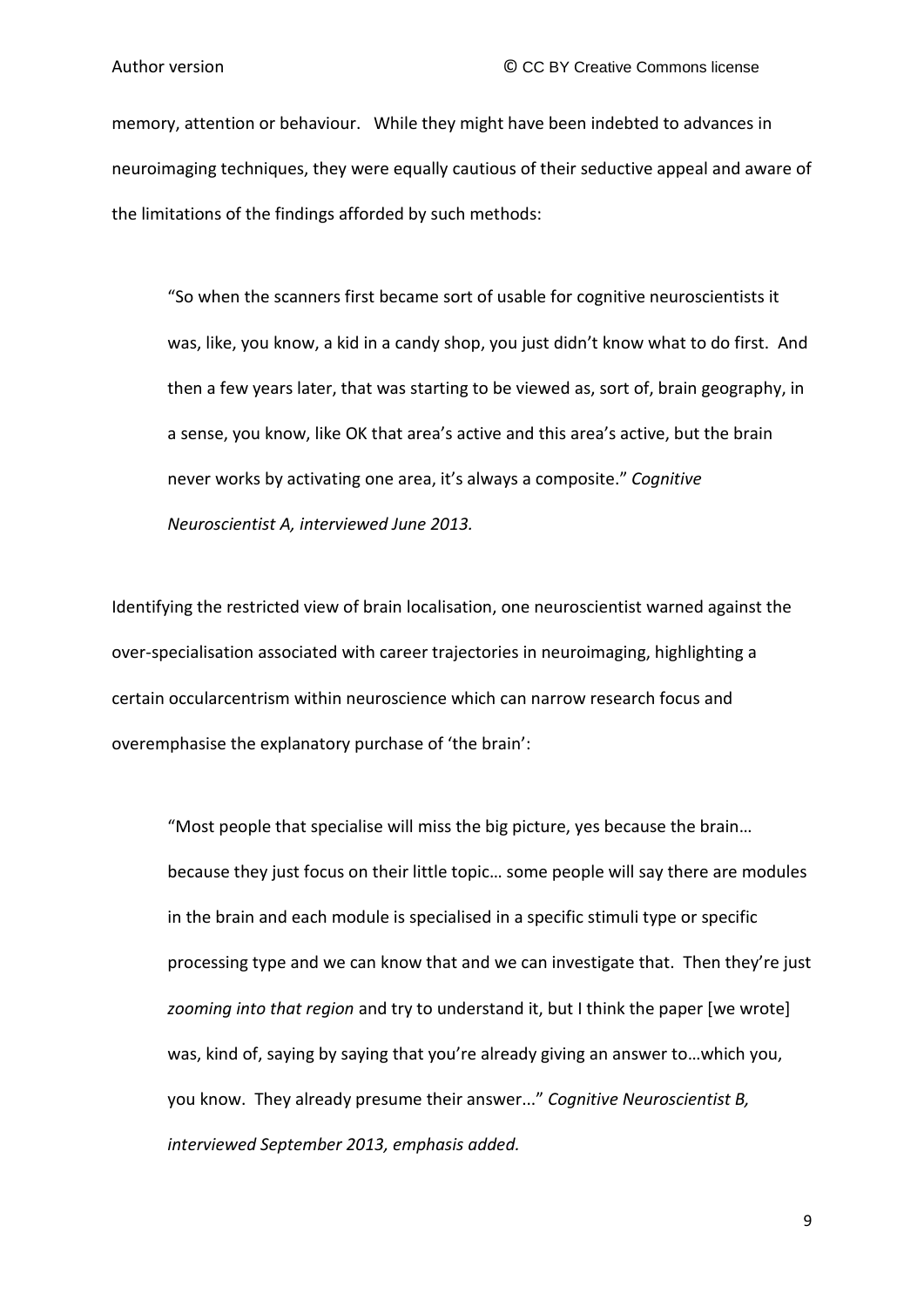memory, attention or behaviour. While they might have been indebted to advances in neuroimaging techniques, they were equally cautious of their seductive appeal and aware of the limitations of the findings afforded by such methods:

> "So when the scanners first became sort of usable for cognitive neuroscientists it was, like, you know, a kid in a candy shop, you just didn't know what to do first. And then a few years later, that was starting to be viewed as, sort of, brain geography, in a sense, you know, like OK that area's active and this area's active, but the brain never works by activating one area, it's always a composite." *Cognitive Neuroscientist A, interviewed June 2013.*

Identifying the restricted view of brain localisation, one neuroscientist warned against the over-specialisation associated with career trajectories in neuroimaging, highlighting a certain occularcentrism within neuroscience which can narrow research focus and overemphasise the explanatory purchase of 'the brain':

> "Most people that specialise will miss the big picture, yes because the brain… because they just focus on their little topic… some people will say there are modules in the brain and each module is specialised in a specific stimuli type or specific processing type and we can know that and we can investigate that. Then they're just *zooming into that region* and try to understand it, but I think the paper [we wrote] was, kind of, saying by saying that you're already giving an answer to…which you, you know. They already presume their answer..." *Cognitive Neuroscientist B, interviewed September 2013, emphasis added.*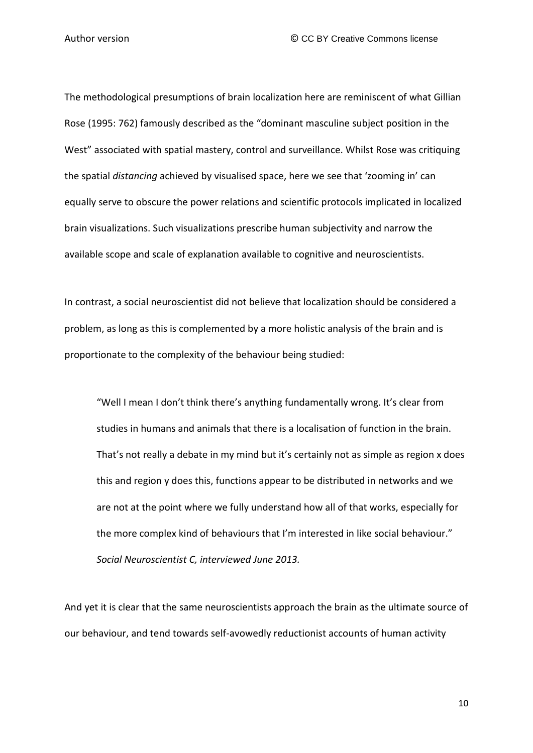The methodological presumptions of brain localization here are reminiscent of what Gillian Rose (1995: 762) famously described as the "dominant masculine subject position in the West" associated with spatial mastery, control and surveillance. Whilst Rose was critiquing the spatial *distancing* achieved by visualised space, here we see that 'zooming in' can equally serve to obscure the power relations and scientific protocols implicated in localized brain visualizations. Such visualizations prescribe human subjectivity and narrow the available scope and scale of explanation available to cognitive and neuroscientists.

In contrast, a social neuroscientist did not believe that localization should be considered a problem, as long as this is complemented by a more holistic analysis of the brain and is proportionate to the complexity of the behaviour being studied:

> "Well I mean I don't think there's anything fundamentally wrong. It's clear from studies in humans and animals that there is a localisation of function in the brain. That's not really a debate in my mind but it's certainly not as simple as region x does this and region y does this, functions appear to be distributed in networks and we are not at the point where we fully understand how all of that works, especially for the more complex kind of behaviours that I'm interested in like social behaviour." *Social Neuroscientist C, interviewed June 2013.*

And yet it is clear that the same neuroscientists approach the brain as the ultimate source of our behaviour, and tend towards self-avowedly reductionist accounts of human activity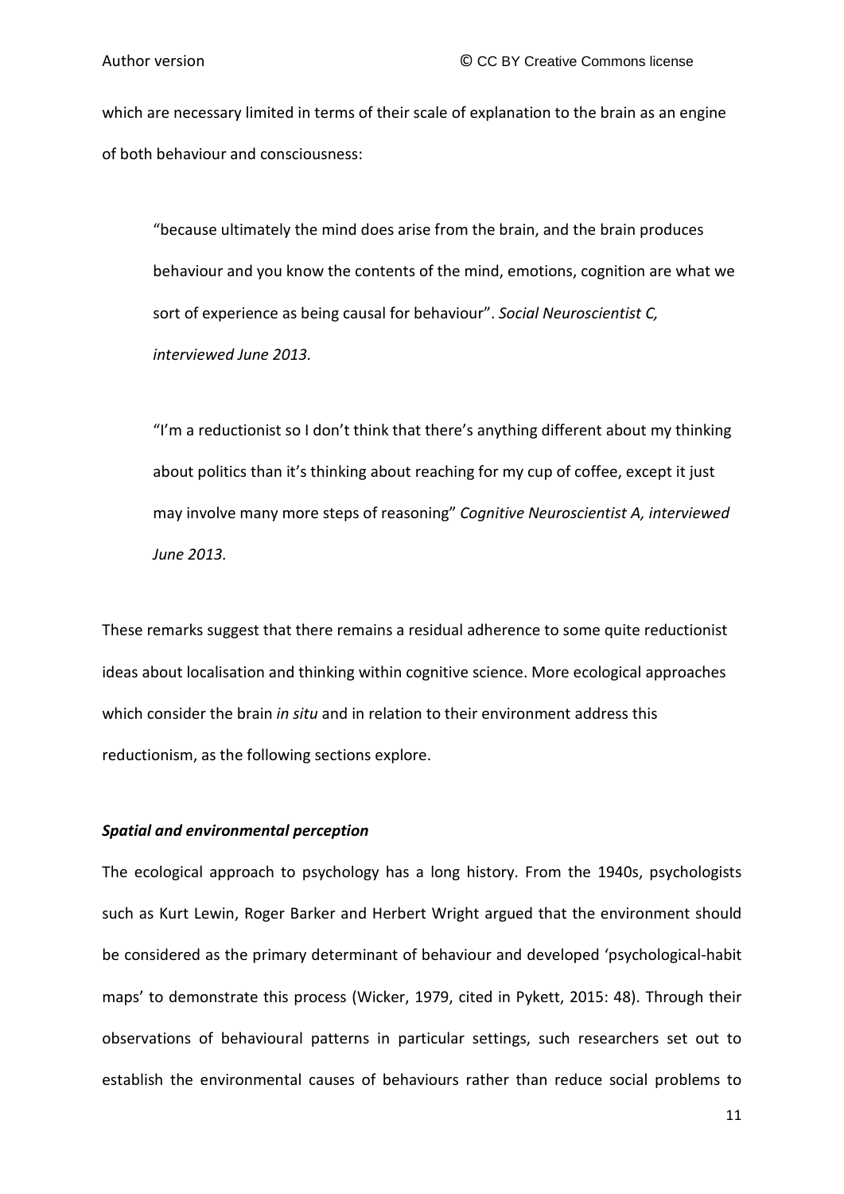which are necessary limited in terms of their scale of explanation to the brain as an engine of both behaviour and consciousness:

> "because ultimately the mind does arise from the brain, and the brain produces behaviour and you know the contents of the mind, emotions, cognition are what we sort of experience as being causal for behaviour". *Social Neuroscientist C, interviewed June 2013.*

> "I'm a reductionist so I don't think that there's anything different about my thinking about politics than it's thinking about reaching for my cup of coffee, except it just may involve many more steps of reasoning" *Cognitive Neuroscientist A, interviewed June 2013.*

These remarks suggest that there remains a residual adherence to some quite reductionist ideas about localisation and thinking within cognitive science. More ecological approaches which consider the brain *in situ* and in relation to their environment address this reductionism, as the following sections explore.

### *Spatial and environmental perception*

The ecological approach to psychology has a long history. From the 1940s, psychologists such as Kurt Lewin, Roger Barker and Herbert Wright argued that the environment should be considered as the primary determinant of behaviour and developed 'psychological-habit maps' to demonstrate this process (Wicker, 1979, cited in Pykett, 2015: 48). Through their observations of behavioural patterns in particular settings, such researchers set out to establish the environmental causes of behaviours rather than reduce social problems to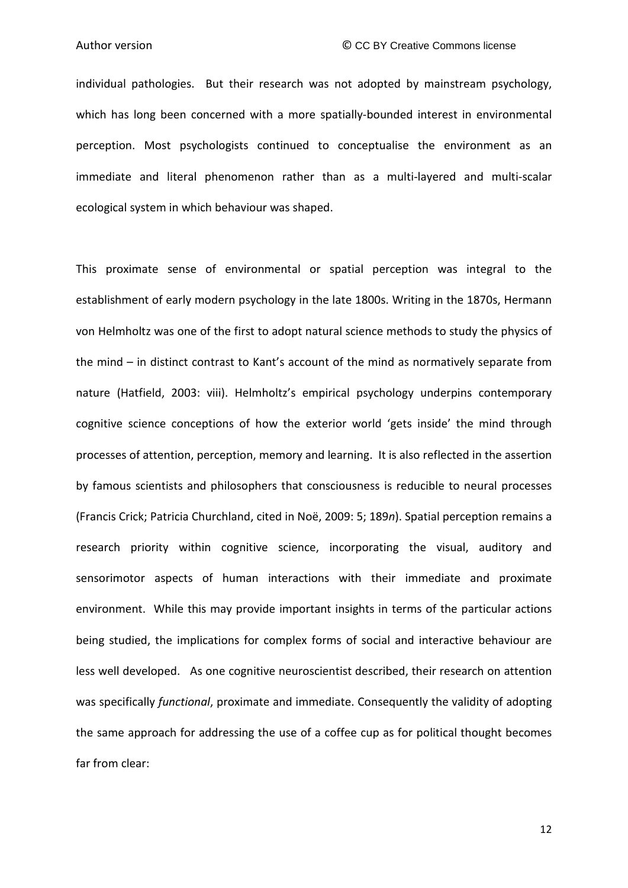individual pathologies. But their research was not adopted by mainstream psychology, which has long been concerned with a more spatially-bounded interest in environmental perception. Most psychologists continued to conceptualise the environment as an immediate and literal phenomenon rather than as a multi-layered and multi-scalar ecological system in which behaviour was shaped.

This proximate sense of environmental or spatial perception was integral to the establishment of early modern psychology in the late 1800s. Writing in the 1870s, Hermann von Helmholtz was one of the first to adopt natural science methods to study the physics of the mind – in distinct contrast to Kant's account of the mind as normatively separate from nature (Hatfield, 2003: viii). Helmholtz's empirical psychology underpins contemporary cognitive science conceptions of how the exterior world 'gets inside' the mind through processes of attention, perception, memory and learning. It is also reflected in the assertion by famous scientists and philosophers that consciousness is reducible to neural processes (Francis Crick; Patricia Churchland, cited in Noë, 2009: 5; 189*n*). Spatial perception remains a research priority within cognitive science, incorporating the visual, auditory and sensorimotor aspects of human interactions with their immediate and proximate environment. While this may provide important insights in terms of the particular actions being studied, the implications for complex forms of social and interactive behaviour are less well developed. As one cognitive neuroscientist described, their research on attention was specifically *functional*, proximate and immediate. Consequently the validity of adopting the same approach for addressing the use of a coffee cup as for political thought becomes far from clear: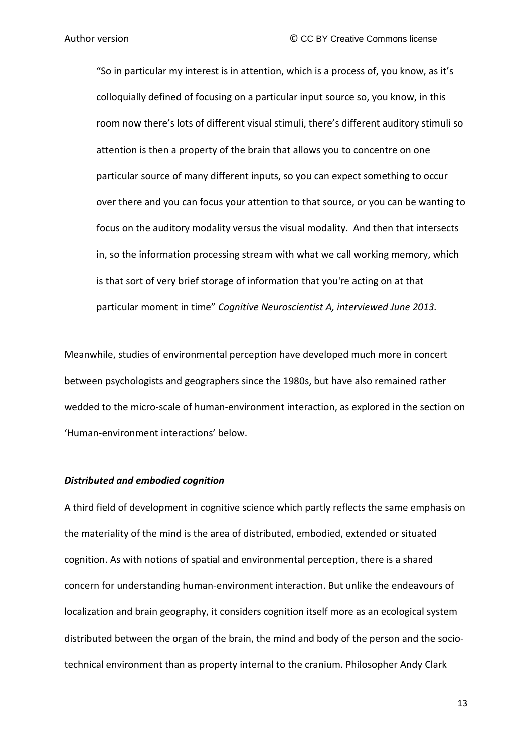> "So in particular my interest is in attention, which is a process of, you know, as it's colloquially defined of focusing on a particular input source so, you know, in this room now there's lots of different visual stimuli, there's different auditory stimuli so attention is then a property of the brain that allows you to concentre on one particular source of many different inputs, so you can expect something to occur over there and you can focus your attention to that source, or you can be wanting to focus on the auditory modality versus the visual modality. And then that intersects in, so the information processing stream with what we call working memory, which is that sort of very brief storage of information that you're acting on at that particular moment in time" *Cognitive Neuroscientist A, interviewed June 2013.*

Meanwhile, studies of environmental perception have developed much more in concert between psychologists and geographers since the 1980s, but have also remained rather wedded to the micro-scale of human-environment interaction, as explored in the section on 'Human-environment interactions' below.

### ***Distributed and embodied cognition***

A third field of development in cognitive science which partly reflects the same emphasis on the materiality of the mind is the area of distributed, embodied, extended or situated cognition. As with notions of spatial and environmental perception, there is a shared concern for understanding human-environment interaction. But unlike the endeavours of localization and brain geography, it considers cognition itself more as an ecological system distributed between the organ of the brain, the mind and body of the person and the socio-technical environment than as property internal to the cranium. Philosopher Andy Clark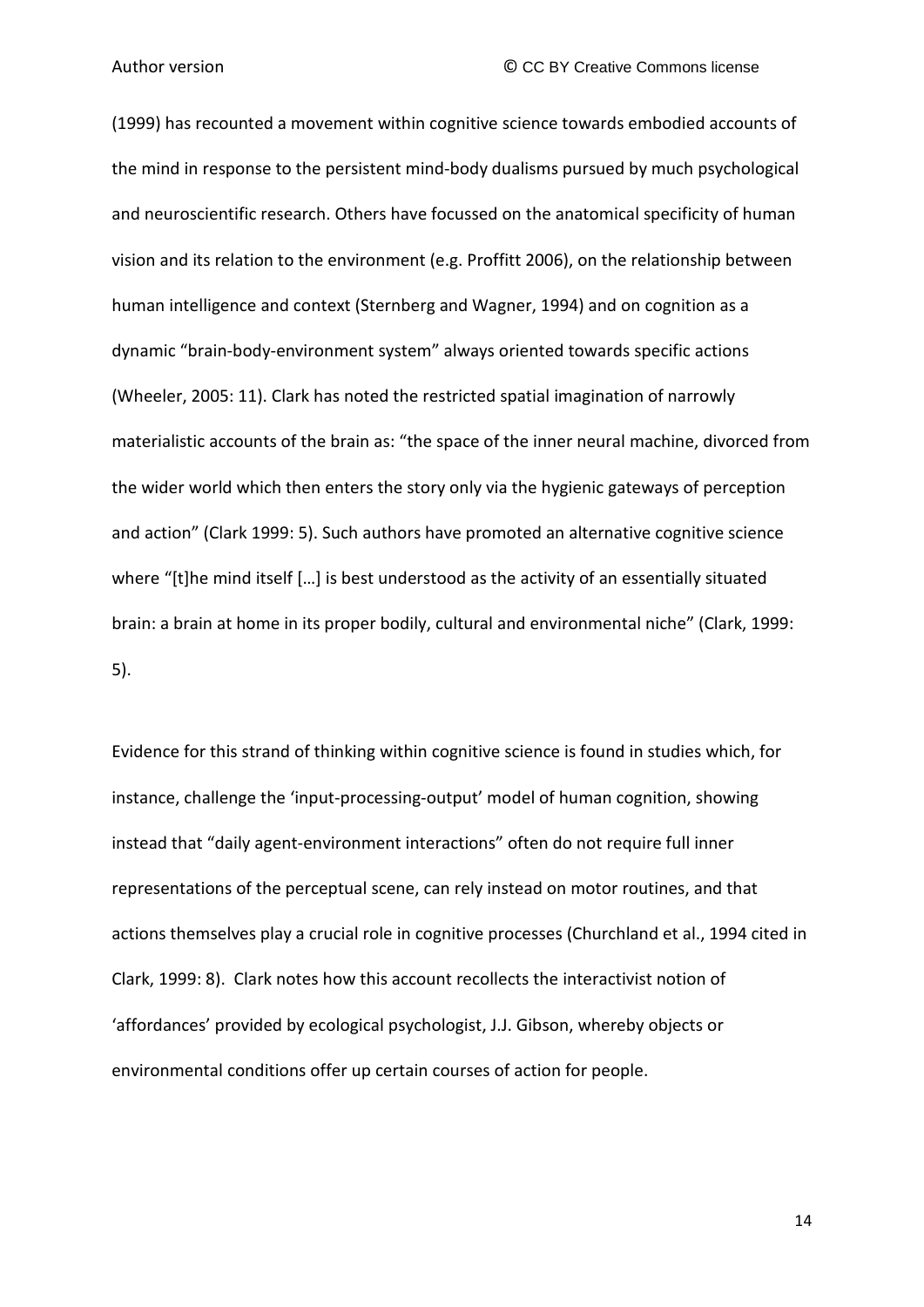(1999) has recounted a movement within cognitive science towards embodied accounts of the mind in response to the persistent mind-body dualisms pursued by much psychological and neuroscientific research. Others have focussed on the anatomical specificity of human vision and its relation to the environment (e.g. Proffitt 2006), on the relationship between human intelligence and context (Sternberg and Wagner, 1994) and on cognition as a dynamic "brain-body-environment system" always oriented towards specific actions (Wheeler, 2005: 11). Clark has noted the restricted spatial imagination of narrowly materialistic accounts of the brain as: "the space of the inner neural machine, divorced from the wider world which then enters the story only via the hygienic gateways of perception and action" (Clark 1999: 5). Such authors have promoted an alternative cognitive science where "[t]he mind itself […] is best understood as the activity of an essentially situated brain: a brain at home in its proper bodily, cultural and environmental niche" (Clark, 1999: 5).

Evidence for this strand of thinking within cognitive science is found in studies which, for instance, challenge the 'input-processing-output' model of human cognition, showing instead that "daily agent-environment interactions" often do not require full inner representations of the perceptual scene, can rely instead on motor routines, and that actions themselves play a crucial role in cognitive processes (Churchland et al., 1994 cited in Clark, 1999: 8). Clark notes how this account recollects the interactivist notion of 'affordances' provided by ecological psychologist, J.J. Gibson, whereby objects or environmental conditions offer up certain courses of action for people.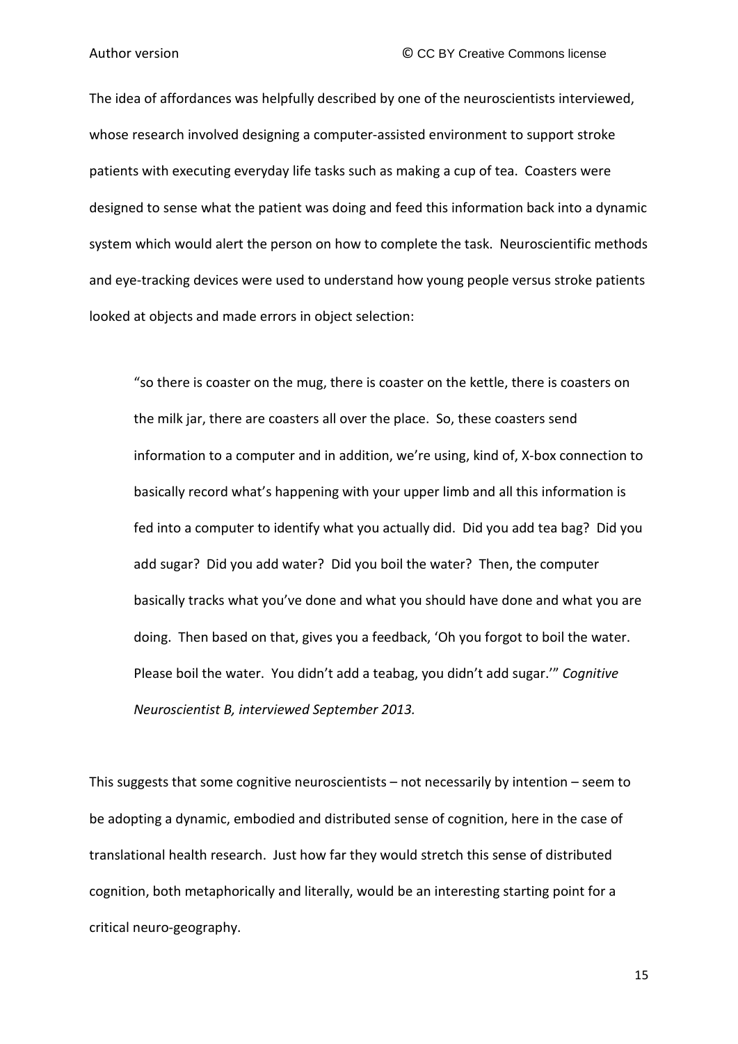The idea of affordances was helpfully described by one of the neuroscientists interviewed, whose research involved designing a computer-assisted environment to support stroke patients with executing everyday life tasks such as making a cup of tea. Coasters were designed to sense what the patient was doing and feed this information back into a dynamic system which would alert the person on how to complete the task. Neuroscientific methods and eye-tracking devices were used to understand how young people versus stroke patients looked at objects and made errors in object selection:

> "so there is coaster on the mug, there is coaster on the kettle, there is coasters on the milk jar, there are coasters all over the place. So, these coasters send information to a computer and in addition, we're using, kind of, X-box connection to basically record what's happening with your upper limb and all this information is fed into a computer to identify what you actually did. Did you add tea bag? Did you add sugar? Did you add water? Did you boil the water? Then, the computer basically tracks what you've done and what you should have done and what you are doing. Then based on that, gives you a feedback, 'Oh you forgot to boil the water. Please boil the water. You didn't add a teabag, you didn't add sugar.'" *Cognitive Neuroscientist B, interviewed September 2013.*

This suggests that some cognitive neuroscientists – not necessarily by intention – seem to be adopting a dynamic, embodied and distributed sense of cognition, here in the case of translational health research. Just how far they would stretch this sense of distributed cognition, both metaphorically and literally, would be an interesting starting point for a critical neuro-geography.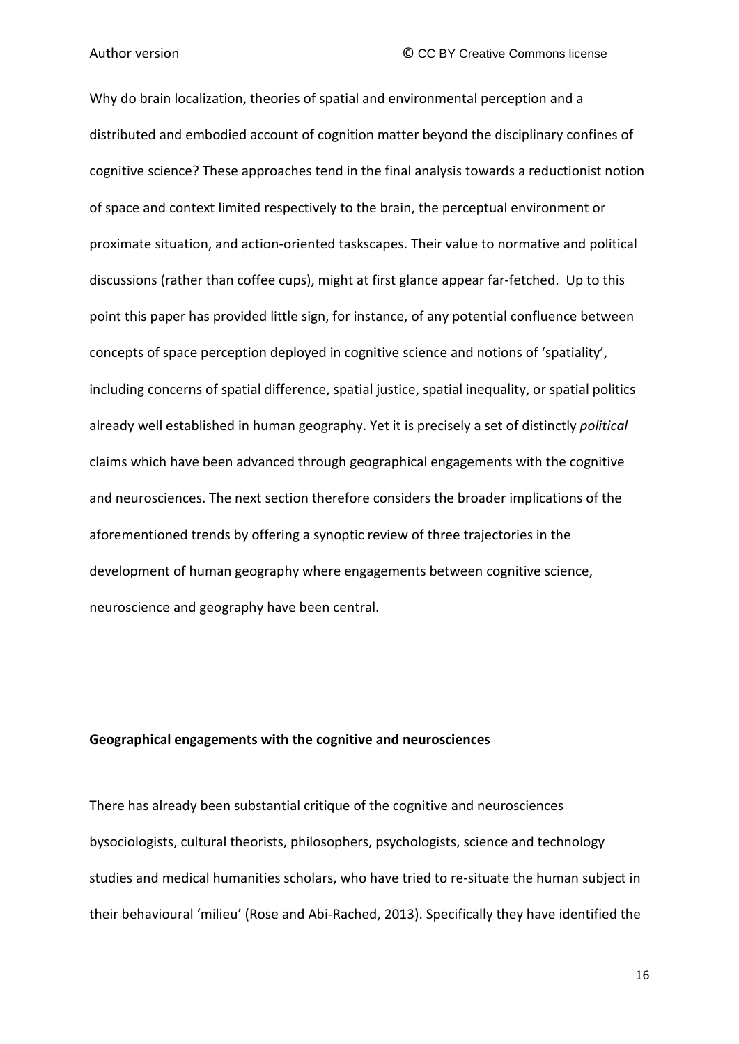Why do brain localization, theories of spatial and environmental perception and a distributed and embodied account of cognition matter beyond the disciplinary confines of cognitive science? These approaches tend in the final analysis towards a reductionist notion of space and context limited respectively to the brain, the perceptual environment or proximate situation, and action-oriented taskscapes. Their value to normative and political discussions (rather than coffee cups), might at first glance appear far-fetched. Up to this point this paper has provided little sign, for instance, of any potential confluence between concepts of space perception deployed in cognitive science and notions of 'spatiality', including concerns of spatial difference, spatial justice, spatial inequality, or spatial politics already well established in human geography. Yet it is precisely a set of distinctly *political* claims which have been advanced through geographical engagements with the cognitive and neurosciences. The next section therefore considers the broader implications of the aforementioned trends by offering a synoptic review of three trajectories in the development of human geography where engagements between cognitive science, neuroscience and geography have been central.

**Geographical engagements with the cognitive and neurosciences**

There has already been substantial critique of the cognitive and neurosciences bysociologists, cultural theorists, philosophers, psychologists, science and technology studies and medical humanities scholars, who have tried to re-situate the human subject in their behavioural 'milieu' (Rose and Abi-Rached, 2013). Specifically they have identified the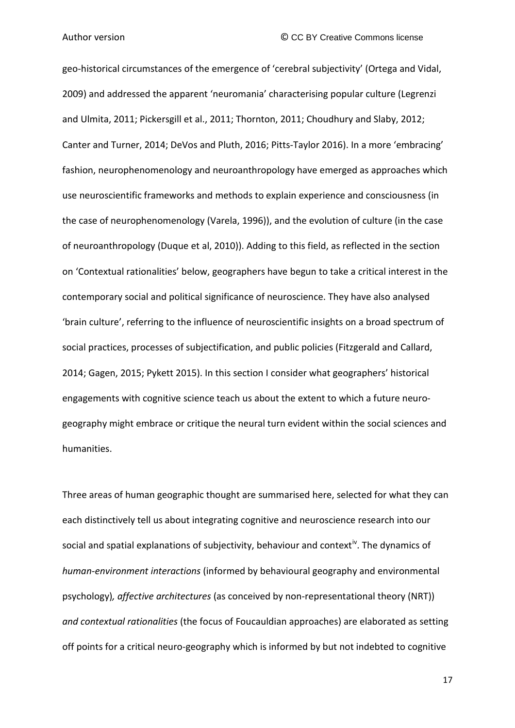geo-historical circumstances of the emergence of 'cerebral subjectivity' (Ortega and Vidal, 2009) and addressed the apparent 'neuromania' characterising popular culture (Legrenzi and Ulmita, 2011; Pickersgill et al., 2011; Thornton, 2011; Choudhury and Slaby, 2012; Canter and Turner, 2014; DeVos and Pluth, 2016; Pitts-Taylor 2016). In a more 'embracing' fashion, neurophenomenology and neuroanthropology have emerged as approaches which use neuroscientific frameworks and methods to explain experience and consciousness (in the case of neurophenomenology (Varela, 1996)), and the evolution of culture (in the case of neuroanthropology (Duque et al, 2010)). Adding to this field, as reflected in the section on 'Contextual rationalities' below, geographers have begun to take a critical interest in the contemporary social and political significance of neuroscience. They have also analysed 'brain culture', referring to the influence of neuroscientific insights on a broad spectrum of social practices, processes of subjectification, and public policies (Fitzgerald and Callard, 2014; Gagen, 2015; Pykett 2015). In this section I consider what geographers' historical engagements with cognitive science teach us about the extent to which a future neuro-geography might embrace or critique the neural turn evident within the social sciences and humanities.

Three areas of human geographic thought are summarised here, selected for what they can each distinctively tell us about integrating cognitive and neuroscience research into our social and spatial explanations of subjectivity, behaviour and context[iv]. The dynamics of *human-environment interactions* (informed by behavioural geography and environmental psychology)*, affective architectures* (as conceived by non-representational theory (NRT)) *and contextual rationalities* (the focus of Foucauldian approaches) are elaborated as setting off points for a critical neuro-geography which is informed by but not indebted to cognitive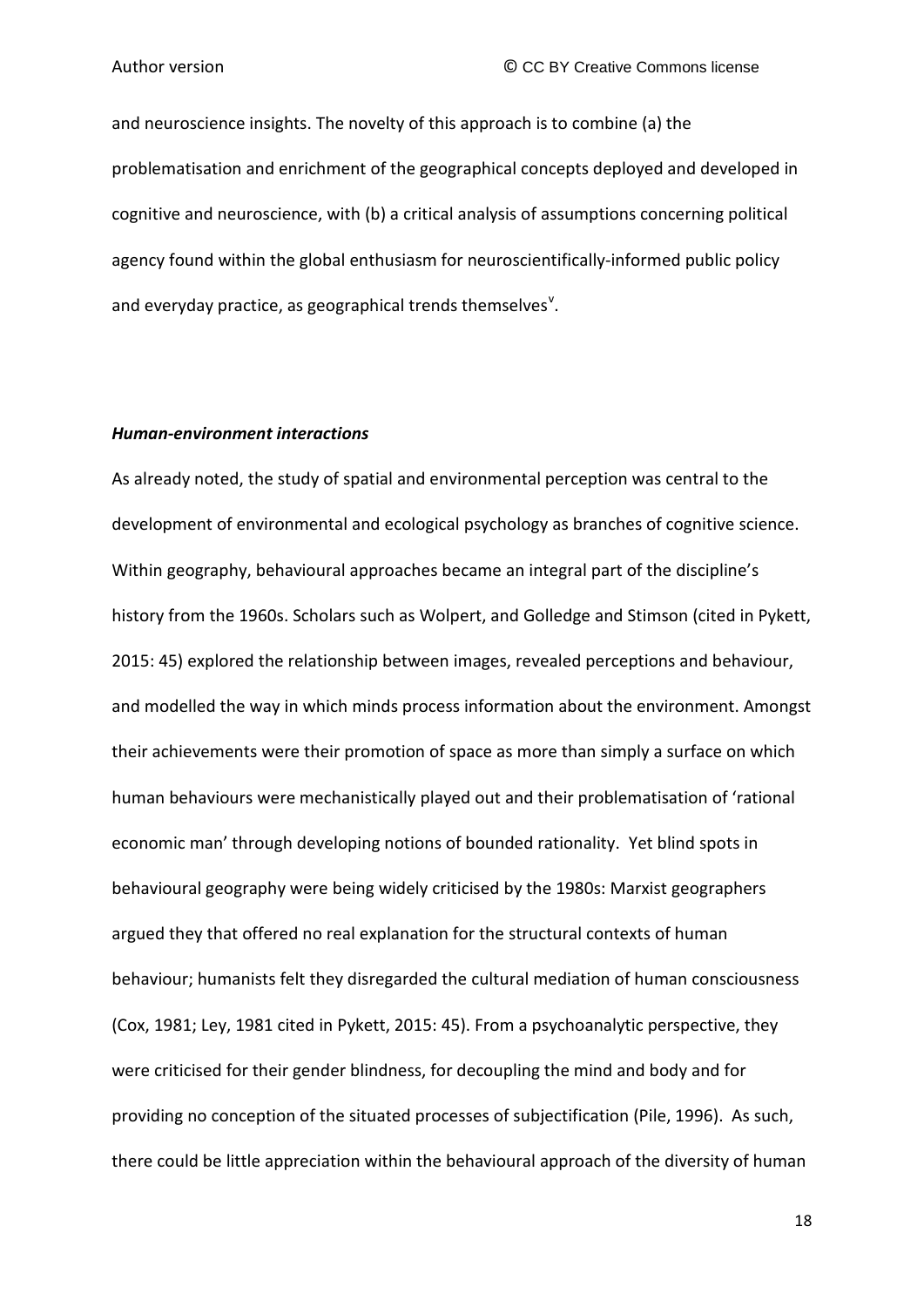and neuroscience insights. The novelty of this approach is to combine (a) the problematisation and enrichment of the geographical concepts deployed and developed in cognitive and neuroscience, with (b) a critical analysis of assumptions concerning political agency found within the global enthusiasm for neuroscientifically-informed public policy and everyday practice, as geographical trends themselves[v].

***Human-environment interactions***

As already noted, the study of spatial and environmental perception was central to the development of environmental and ecological psychology as branches of cognitive science. Within geography, behavioural approaches became an integral part of the discipline's history from the 1960s. Scholars such as Wolpert, and Golledge and Stimson (cited in Pykett, 2015: 45) explored the relationship between images, revealed perceptions and behaviour, and modelled the way in which minds process information about the environment. Amongst their achievements were their promotion of space as more than simply a surface on which human behaviours were mechanistically played out and their problematisation of 'rational economic man' through developing notions of bounded rationality. Yet blind spots in behavioural geography were being widely criticised by the 1980s: Marxist geographers argued they that offered no real explanation for the structural contexts of human behaviour; humanists felt they disregarded the cultural mediation of human consciousness (Cox, 1981; Ley, 1981 cited in Pykett, 2015: 45). From a psychoanalytic perspective, they were criticised for their gender blindness, for decoupling the mind and body and for providing no conception of the situated processes of subjectification (Pile, 1996). As such, there could be little appreciation within the behavioural approach of the diversity of human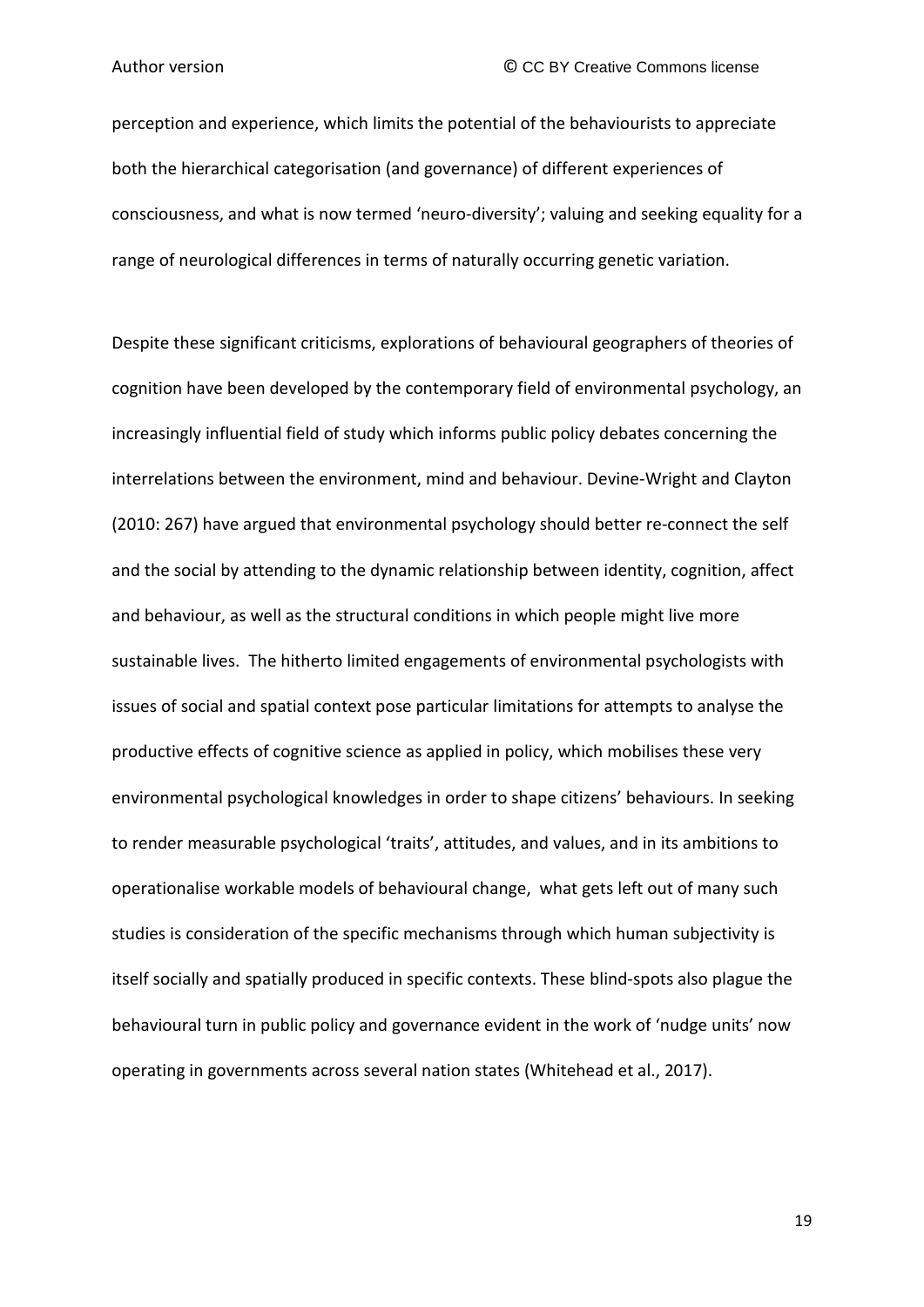perception and experience, which limits the potential of the behaviourists to appreciate both the hierarchical categorisation (and governance) of different experiences of consciousness, and what is now termed 'neuro-diversity'; valuing and seeking equality for a range of neurological differences in terms of naturally occurring genetic variation.

Despite these significant criticisms, explorations of behavioural geographers of theories of cognition have been developed by the contemporary field of environmental psychology, an increasingly influential field of study which informs public policy debates concerning the interrelations between the environment, mind and behaviour. Devine-Wright and Clayton (2010: 267) have argued that environmental psychology should better re-connect the self and the social by attending to the dynamic relationship between identity, cognition, affect and behaviour, as well as the structural conditions in which people might live more sustainable lives. The hitherto limited engagements of environmental psychologists with issues of social and spatial context pose particular limitations for attempts to analyse the productive effects of cognitive science as applied in policy, which mobilises these very environmental psychological knowledges in order to shape citizens' behaviours. In seeking to render measurable psychological 'traits', attitudes, and values, and in its ambitions to operationalise workable models of behavioural change, what gets left out of many such studies is consideration of the specific mechanisms through which human subjectivity is itself socially and spatially produced in specific contexts. These blind-spots also plague the behavioural turn in public policy and governance evident in the work of 'nudge units' now operating in governments across several nation states (Whitehead et al., 2017).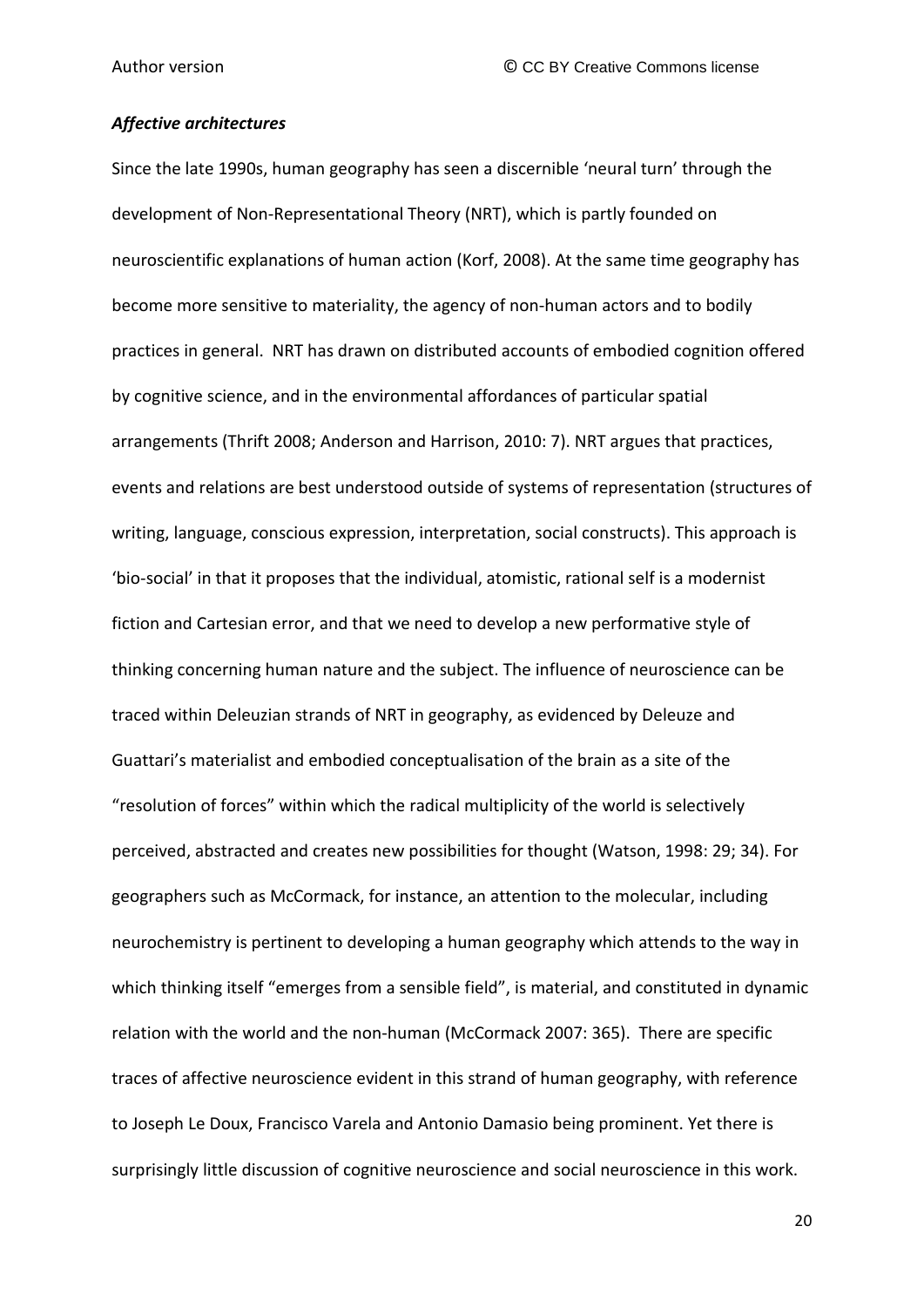### *Affective architectures*

Since the late 1990s, human geography has seen a discernible 'neural turn' through the development of Non-Representational Theory (NRT), which is partly founded on neuroscientific explanations of human action (Korf, 2008). At the same time geography has become more sensitive to materiality, the agency of non-human actors and to bodily practices in general. NRT has drawn on distributed accounts of embodied cognition offered by cognitive science, and in the environmental affordances of particular spatial arrangements (Thrift 2008; Anderson and Harrison, 2010: 7). NRT argues that practices, events and relations are best understood outside of systems of representation (structures of writing, language, conscious expression, interpretation, social constructs). This approach is 'bio-social' in that it proposes that the individual, atomistic, rational self is a modernist fiction and Cartesian error, and that we need to develop a new performative style of thinking concerning human nature and the subject. The influence of neuroscience can be traced within Deleuzian strands of NRT in geography, as evidenced by Deleuze and Guattari's materialist and embodied conceptualisation of the brain as a site of the "resolution of forces" within which the radical multiplicity of the world is selectively perceived, abstracted and creates new possibilities for thought (Watson, 1998: 29; 34). For geographers such as McCormack, for instance, an attention to the molecular, including neurochemistry is pertinent to developing a human geography which attends to the way in which thinking itself "emerges from a sensible field", is material, and constituted in dynamic relation with the world and the non-human (McCormack 2007: 365). There are specific traces of affective neuroscience evident in this strand of human geography, with reference to Joseph Le Doux, Francisco Varela and Antonio Damasio being prominent. Yet there is surprisingly little discussion of cognitive neuroscience and social neuroscience in this work.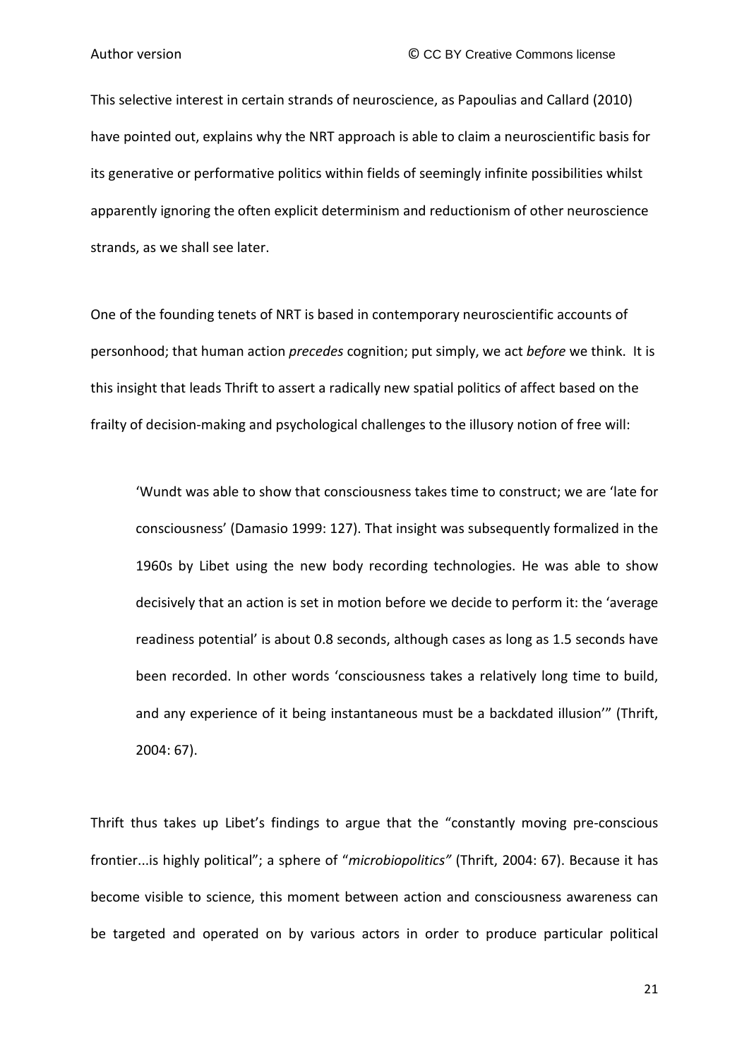This selective interest in certain strands of neuroscience, as Papoulias and Callard (2010) have pointed out, explains why the NRT approach is able to claim a neuroscientific basis for its generative or performative politics within fields of seemingly infinite possibilities whilst apparently ignoring the often explicit determinism and reductionism of other neuroscience strands, as we shall see later.

One of the founding tenets of NRT is based in contemporary neuroscientific accounts of personhood; that human action *precedes* cognition; put simply, we act *before* we think. It is this insight that leads Thrift to assert a radically new spatial politics of affect based on the frailty of decision-making and psychological challenges to the illusory notion of free will:

> 'Wundt was able to show that consciousness takes time to construct; we are 'late for consciousness' (Damasio 1999: 127). That insight was subsequently formalized in the 1960s by Libet using the new body recording technologies. He was able to show decisively that an action is set in motion before we decide to perform it: the 'average readiness potential' is about 0.8 seconds, although cases as long as 1.5 seconds have been recorded. In other words 'consciousness takes a relatively long time to build, and any experience of it being instantaneous must be a backdated illusion'" (Thrift, 2004: 67).

Thrift thus takes up Libet's findings to argue that the "constantly moving pre-conscious frontier...is highly political"; a sphere of "*microbiopolitics"* (Thrift, 2004: 67). Because it has become visible to science, this moment between action and consciousness awareness can be targeted and operated on by various actors in order to produce particular political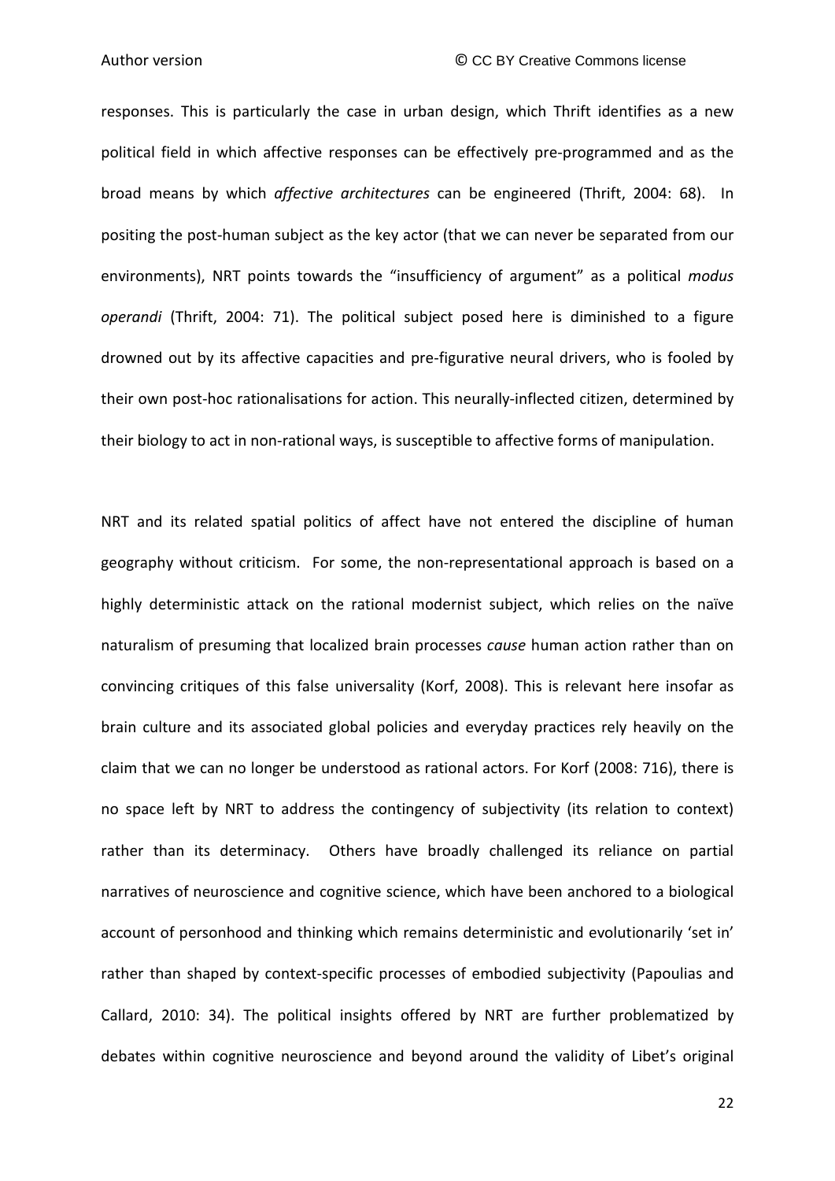responses. This is particularly the case in urban design, which Thrift identifies as a new political field in which affective responses can be effectively pre-programmed and as the broad means by which *affective architectures* can be engineered (Thrift, 2004: 68). In positing the post-human subject as the key actor (that we can never be separated from our environments), NRT points towards the "insufficiency of argument" as a political *modus operandi* (Thrift, 2004: 71). The political subject posed here is diminished to a figure drowned out by its affective capacities and pre-figurative neural drivers, who is fooled by their own post-hoc rationalisations for action. This neurally-inflected citizen, determined by their biology to act in non-rational ways, is susceptible to affective forms of manipulation.

NRT and its related spatial politics of affect have not entered the discipline of human geography without criticism. For some, the non-representational approach is based on a highly deterministic attack on the rational modernist subject, which relies on the naïve naturalism of presuming that localized brain processes *cause* human action rather than on convincing critiques of this false universality (Korf, 2008). This is relevant here insofar as brain culture and its associated global policies and everyday practices rely heavily on the claim that we can no longer be understood as rational actors. For Korf (2008: 716), there is no space left by NRT to address the contingency of subjectivity (its relation to context) rather than its determinacy. Others have broadly challenged its reliance on partial narratives of neuroscience and cognitive science, which have been anchored to a biological account of personhood and thinking which remains deterministic and evolutionarily 'set in' rather than shaped by context-specific processes of embodied subjectivity (Papoulias and Callard, 2010: 34). The political insights offered by NRT are further problematized by debates within cognitive neuroscience and beyond around the validity of Libet's original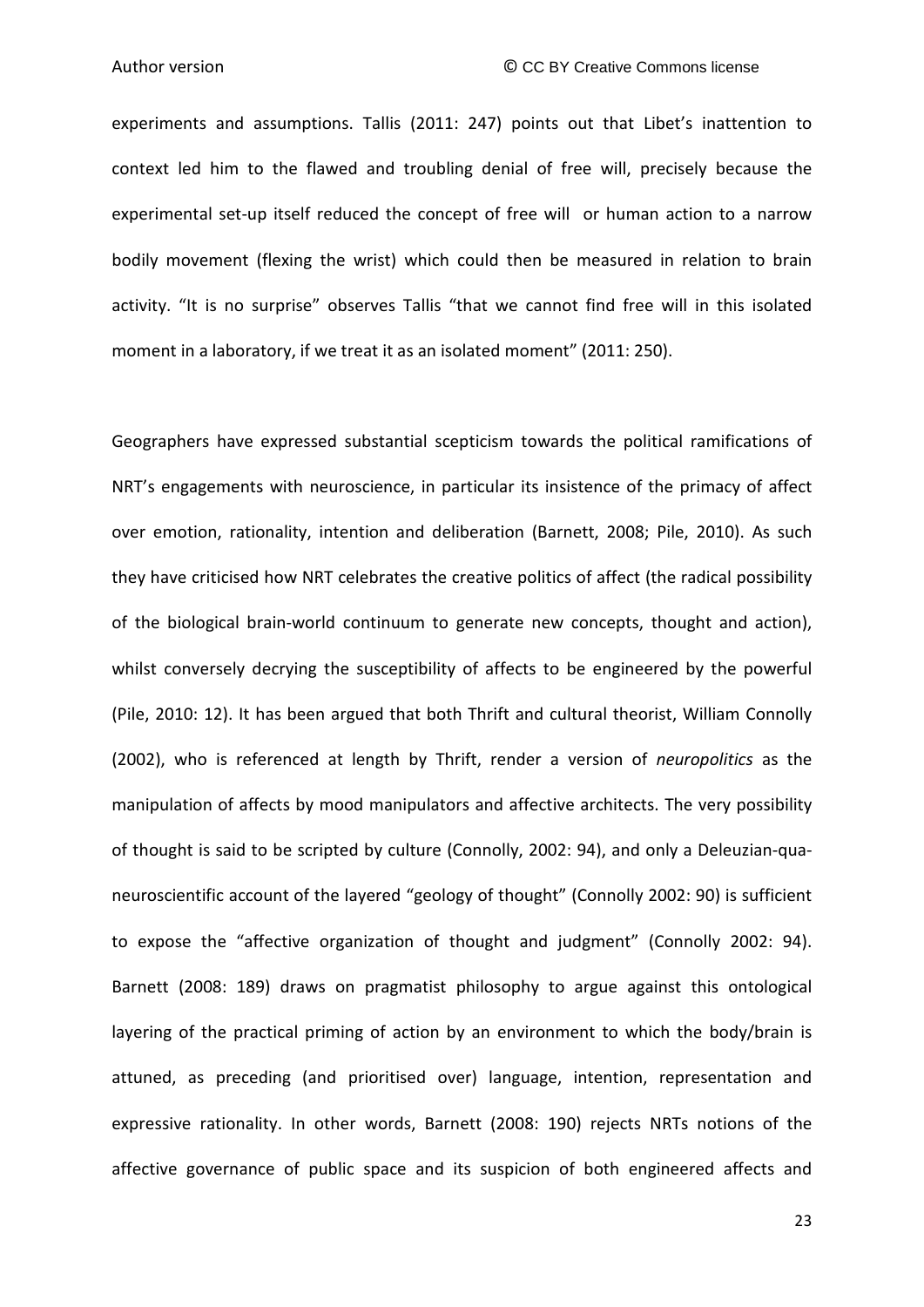experiments and assumptions. Tallis (2011: 247) points out that Libet's inattention to context led him to the flawed and troubling denial of free will, precisely because the experimental set-up itself reduced the concept of free will  or human action to a narrow bodily movement (flexing the wrist) which could then be measured in relation to brain activity. "It is no surprise" observes Tallis "that we cannot find free will in this isolated moment in a laboratory, if we treat it as an isolated moment" (2011: 250).

Geographers have expressed substantial scepticism towards the political ramifications of NRT's engagements with neuroscience, in particular its insistence of the primacy of affect over emotion, rationality, intention and deliberation (Barnett, 2008; Pile, 2010). As such they have criticised how NRT celebrates the creative politics of affect (the radical possibility of the biological brain-world continuum to generate new concepts, thought and action), whilst conversely decrying the susceptibility of affects to be engineered by the powerful (Pile, 2010: 12). It has been argued that both Thrift and cultural theorist, William Connolly (2002), who is referenced at length by Thrift, render a version of *neuropolitics* as the manipulation of affects by mood manipulators and affective architects. The very possibility of thought is said to be scripted by culture (Connolly, 2002: 94), and only a Deleuzian-qua-neuroscientific account of the layered "geology of thought" (Connolly 2002: 90) is sufficient to expose the "affective organization of thought and judgment" (Connolly 2002: 94). Barnett (2008: 189) draws on pragmatist philosophy to argue against this ontological layering of the practical priming of action by an environment to which the body/brain is attuned, as preceding (and prioritised over) language, intention, representation and expressive rationality. In other words, Barnett (2008: 190) rejects NRTs notions of the affective governance of public space and its suspicion of both engineered affects and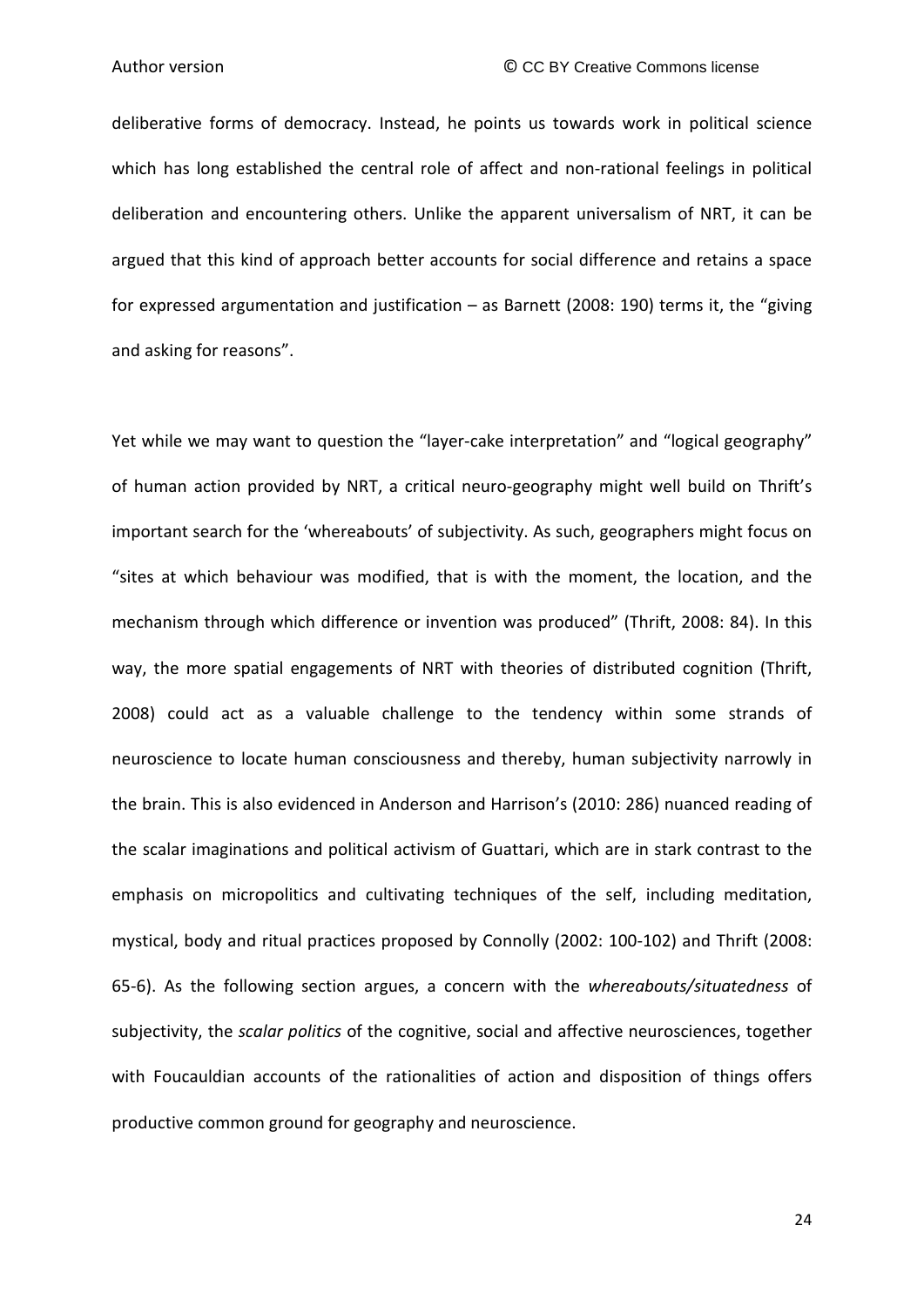deliberative forms of democracy. Instead, he points us towards work in political science which has long established the central role of affect and non-rational feelings in political deliberation and encountering others. Unlike the apparent universalism of NRT, it can be argued that this kind of approach better accounts for social difference and retains a space for expressed argumentation and justification – as Barnett (2008: 190) terms it, the "giving and asking for reasons".

Yet while we may want to question the "layer-cake interpretation" and "logical geography" of human action provided by NRT, a critical neuro-geography might well build on Thrift's important search for the 'whereabouts' of subjectivity. As such, geographers might focus on "sites at which behaviour was modified, that is with the moment, the location, and the mechanism through which difference or invention was produced" (Thrift, 2008: 84). In this way, the more spatial engagements of NRT with theories of distributed cognition (Thrift, 2008) could act as a valuable challenge to the tendency within some strands of neuroscience to locate human consciousness and thereby, human subjectivity narrowly in the brain. This is also evidenced in Anderson and Harrison's (2010: 286) nuanced reading of the scalar imaginations and political activism of Guattari, which are in stark contrast to the emphasis on micropolitics and cultivating techniques of the self, including meditation, mystical, body and ritual practices proposed by Connolly (2002: 100-102) and Thrift (2008: 65-6). As the following section argues, a concern with the *whereabouts/situatedness* of subjectivity, the *scalar politics* of the cognitive, social and affective neurosciences, together with Foucauldian accounts of the rationalities of action and disposition of things offers productive common ground for geography and neuroscience.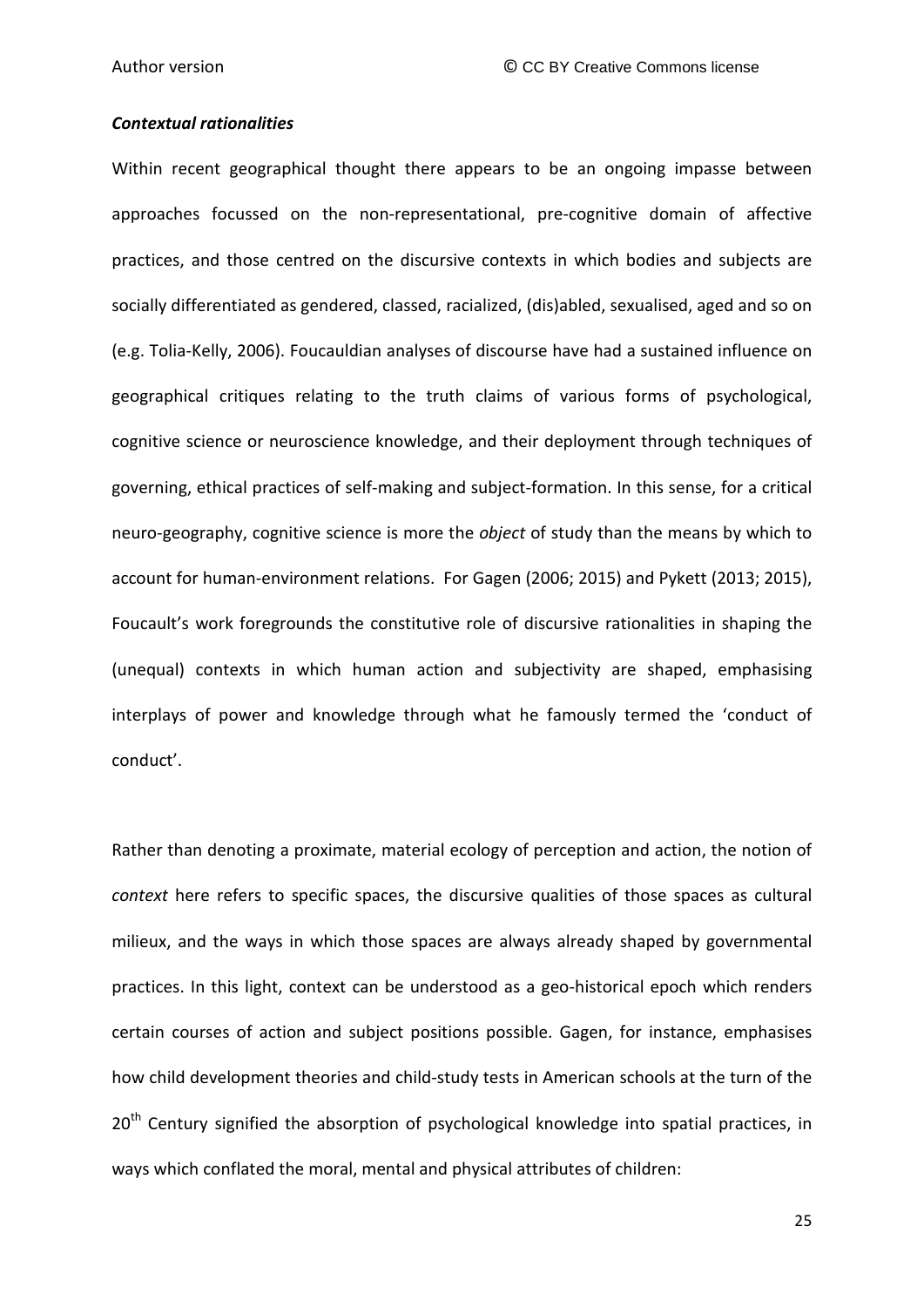***Contextual rationalities***

Within recent geographical thought there appears to be an ongoing impasse between approaches focussed on the non-representational, pre-cognitive domain of affective practices, and those centred on the discursive contexts in which bodies and subjects are socially differentiated as gendered, classed, racialized, (dis)abled, sexualised, aged and so on (e.g. Tolia-Kelly, 2006). Foucauldian analyses of discourse have had a sustained influence on geographical critiques relating to the truth claims of various forms of psychological, cognitive science or neuroscience knowledge, and their deployment through techniques of governing, ethical practices of self-making and subject-formation. In this sense, for a critical neuro-geography, cognitive science is more the *object* of study than the means by which to account for human-environment relations. For Gagen (2006; 2015) and Pykett (2013; 2015), Foucault's work foregrounds the constitutive role of discursive rationalities in shaping the (unequal) contexts in which human action and subjectivity are shaped, emphasising interplays of power and knowledge through what he famously termed the 'conduct of conduct'.

Rather than denoting a proximate, material ecology of perception and action, the notion of *context* here refers to specific spaces, the discursive qualities of those spaces as cultural milieux, and the ways in which those spaces are always already shaped by governmental practices. In this light, context can be understood as a geo-historical epoch which renders certain courses of action and subject positions possible. Gagen, for instance, emphasises how child development theories and child-study tests in American schools at the turn of the 20th Century signified the absorption of psychological knowledge into spatial practices, in ways which conflated the moral, mental and physical attributes of children: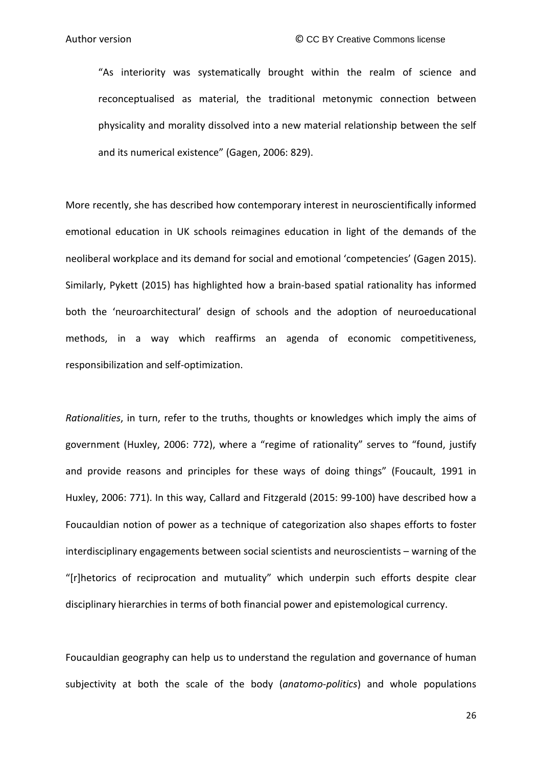> "As interiority was systematically brought within the realm of science and reconceptualised as material, the traditional metonymic connection between physicality and morality dissolved into a new material relationship between the self and its numerical existence" (Gagen, 2006: 829).

More recently, she has described how contemporary interest in neuroscientifically informed emotional education in UK schools reimagines education in light of the demands of the neoliberal workplace and its demand for social and emotional 'competencies' (Gagen 2015). Similarly, Pykett (2015) has highlighted how a brain-based spatial rationality has informed both the 'neuroarchitectural' design of schools and the adoption of neuroeducational methods, in a way which reaffirms an agenda of economic competitiveness, responsibilization and self-optimization.

*Rationalities*, in turn, refer to the truths, thoughts or knowledges which imply the aims of government (Huxley, 2006: 772), where a "regime of rationality" serves to "found, justify and provide reasons and principles for these ways of doing things" (Foucault, 1991 in Huxley, 2006: 771). In this way, Callard and Fitzgerald (2015: 99-100) have described how a Foucauldian notion of power as a technique of categorization also shapes efforts to foster interdisciplinary engagements between social scientists and neuroscientists – warning of the "[r]hetorics of reciprocation and mutuality" which underpin such efforts despite clear disciplinary hierarchies in terms of both financial power and epistemological currency.

Foucauldian geography can help us to understand the regulation and governance of human subjectivity at both the scale of the body (*anatomo-politics*) and whole populations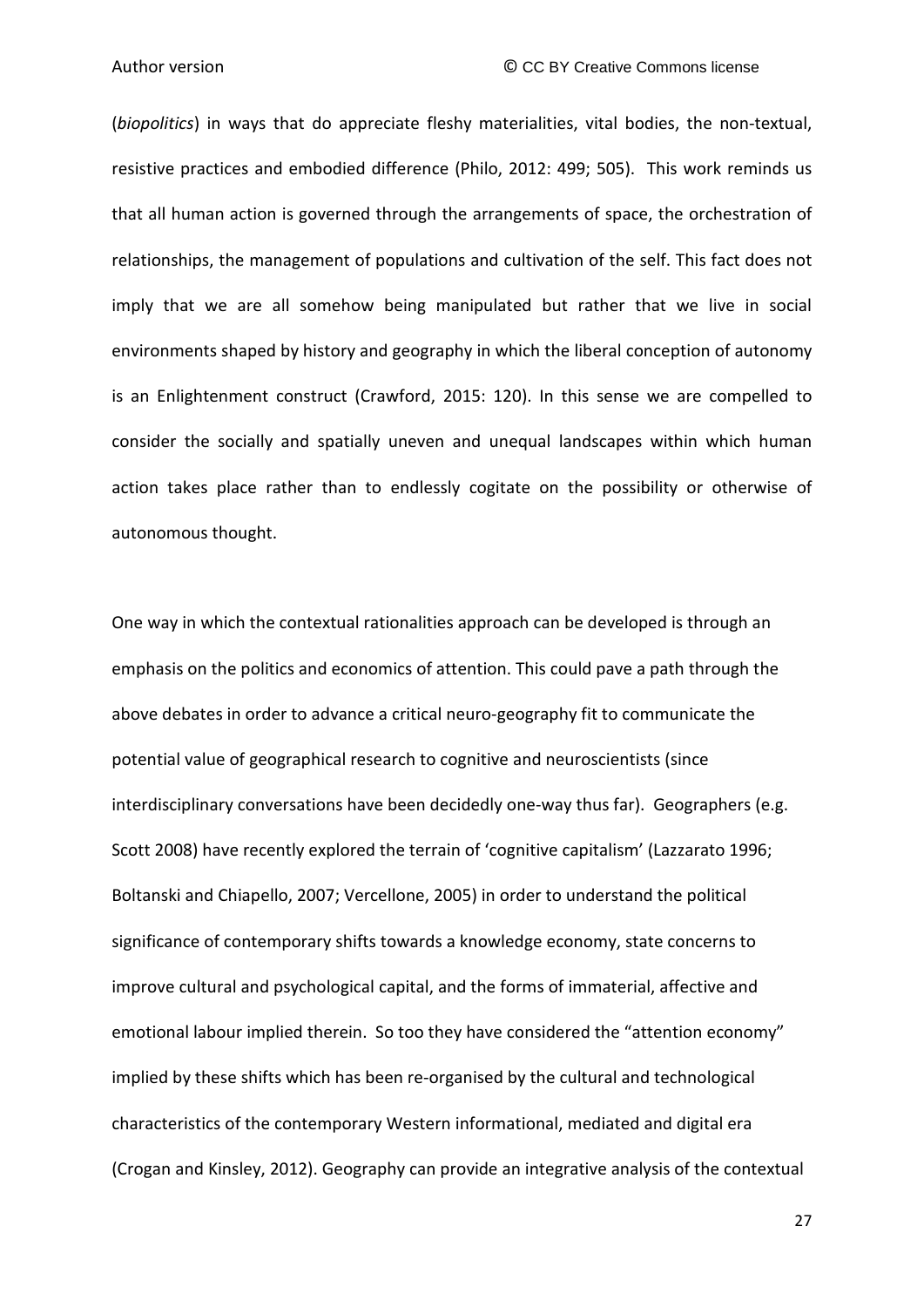(*biopolitics*) in ways that do appreciate fleshy materialities, vital bodies, the non-textual, resistive practices and embodied difference (Philo, 2012: 499; 505). This work reminds us that all human action is governed through the arrangements of space, the orchestration of relationships, the management of populations and cultivation of the self. This fact does not imply that we are all somehow being manipulated but rather that we live in social environments shaped by history and geography in which the liberal conception of autonomy is an Enlightenment construct (Crawford, 2015: 120). In this sense we are compelled to consider the socially and spatially uneven and unequal landscapes within which human action takes place rather than to endlessly cogitate on the possibility or otherwise of autonomous thought.

One way in which the contextual rationalities approach can be developed is through an emphasis on the politics and economics of attention. This could pave a path through the above debates in order to advance a critical neuro-geography fit to communicate the potential value of geographical research to cognitive and neuroscientists (since interdisciplinary conversations have been decidedly one-way thus far). Geographers (e.g. Scott 2008) have recently explored the terrain of 'cognitive capitalism' (Lazzarato 1996; Boltanski and Chiapello, 2007; Vercellone, 2005) in order to understand the political significance of contemporary shifts towards a knowledge economy, state concerns to improve cultural and psychological capital, and the forms of immaterial, affective and emotional labour implied therein. So too they have considered the "attention economy" implied by these shifts which has been re-organised by the cultural and technological characteristics of the contemporary Western informational, mediated and digital era (Crogan and Kinsley, 2012). Geography can provide an integrative analysis of the contextual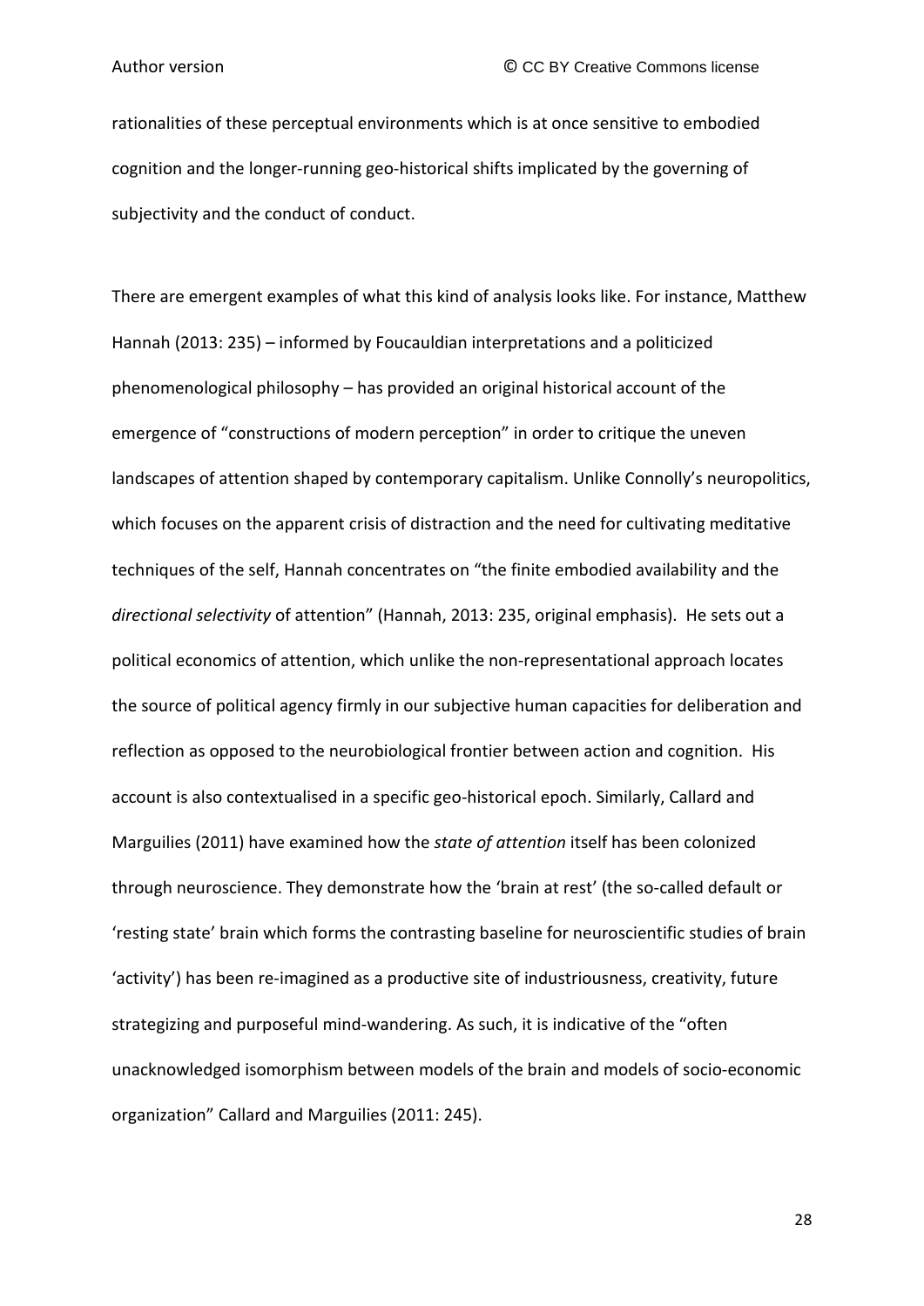rationalities of these perceptual environments which is at once sensitive to embodied cognition and the longer-running geo-historical shifts implicated by the governing of subjectivity and the conduct of conduct.

There are emergent examples of what this kind of analysis looks like. For instance, Matthew Hannah (2013: 235) – informed by Foucauldian interpretations and a politicized phenomenological philosophy – has provided an original historical account of the emergence of "constructions of modern perception" in order to critique the uneven landscapes of attention shaped by contemporary capitalism. Unlike Connolly's neuropolitics, which focuses on the apparent crisis of distraction and the need for cultivating meditative techniques of the self, Hannah concentrates on "the finite embodied availability and the *directional selectivity* of attention" (Hannah, 2013: 235, original emphasis). He sets out a political economics of attention, which unlike the non-representational approach locates the source of political agency firmly in our subjective human capacities for deliberation and reflection as opposed to the neurobiological frontier between action and cognition. His account is also contextualised in a specific geo-historical epoch. Similarly, Callard and Marguilies (2011) have examined how the *state of attention* itself has been colonized through neuroscience. They demonstrate how the 'brain at rest' (the so-called default or 'resting state' brain which forms the contrasting baseline for neuroscientific studies of brain 'activity') has been re-imagined as a productive site of industriousness, creativity, future strategizing and purposeful mind-wandering. As such, it is indicative of the "often unacknowledged isomorphism between models of the brain and models of socio-economic organization" Callard and Marguilies (2011: 245).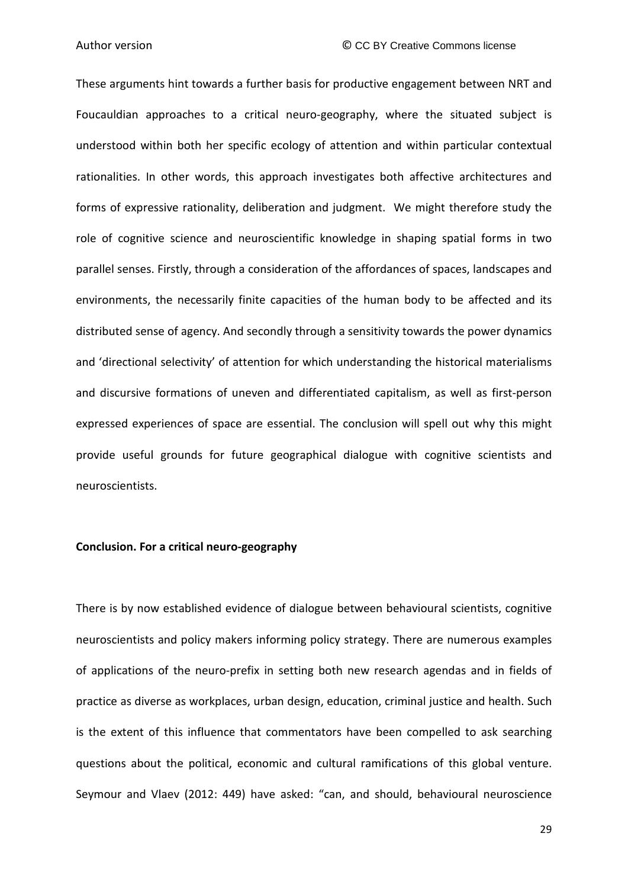These arguments hint towards a further basis for productive engagement between NRT and Foucauldian approaches to a critical neuro-geography, where the situated subject is understood within both her specific ecology of attention and within particular contextual rationalities. In other words, this approach investigates both affective architectures and forms of expressive rationality, deliberation and judgment. We might therefore study the role of cognitive science and neuroscientific knowledge in shaping spatial forms in two parallel senses. Firstly, through a consideration of the affordances of spaces, landscapes and environments, the necessarily finite capacities of the human body to be affected and its distributed sense of agency. And secondly through a sensitivity towards the power dynamics and 'directional selectivity' of attention for which understanding the historical materialisms and discursive formations of uneven and differentiated capitalism, as well as first-person expressed experiences of space are essential. The conclusion will spell out why this might provide useful grounds for future geographical dialogue with cognitive scientists and neuroscientists.

## Conclusion. For a critical neuro-geography

There is by now established evidence of dialogue between behavioural scientists, cognitive neuroscientists and policy makers informing policy strategy. There are numerous examples of applications of the neuro-prefix in setting both new research agendas and in fields of practice as diverse as workplaces, urban design, education, criminal justice and health. Such is the extent of this influence that commentators have been compelled to ask searching questions about the political, economic and cultural ramifications of this global venture. Seymour and Vlaev (2012: 449) have asked: "can, and should, behavioural neuroscience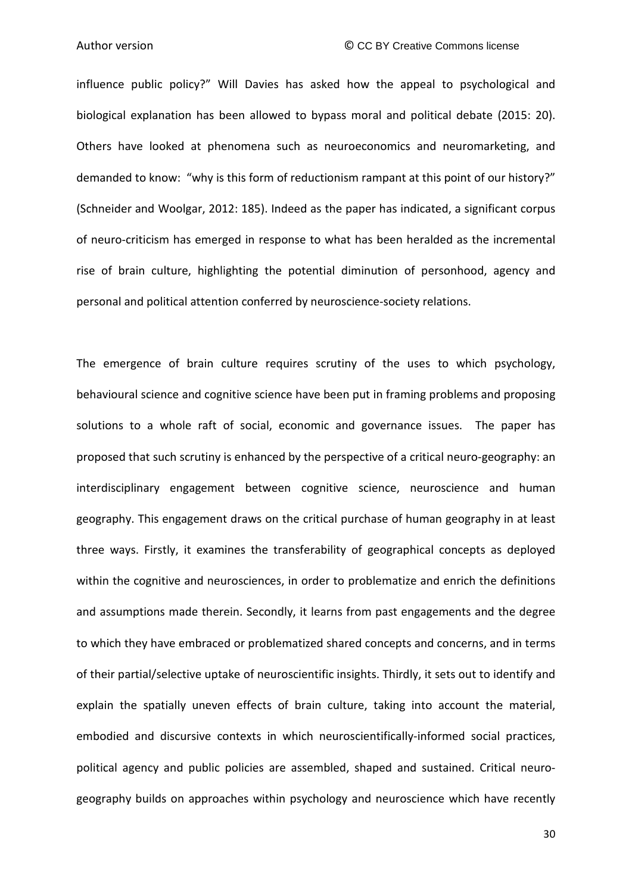influence public policy?" Will Davies has asked how the appeal to psychological and biological explanation has been allowed to bypass moral and political debate (2015: 20). Others have looked at phenomena such as neuroeconomics and neuromarketing, and demanded to know: "why is this form of reductionism rampant at this point of our history?" (Schneider and Woolgar, 2012: 185). Indeed as the paper has indicated, a significant corpus of neuro-criticism has emerged in response to what has been heralded as the incremental rise of brain culture, highlighting the potential diminution of personhood, agency and personal and political attention conferred by neuroscience-society relations.

The emergence of brain culture requires scrutiny of the uses to which psychology, behavioural science and cognitive science have been put in framing problems and proposing solutions to a whole raft of social, economic and governance issues. The paper has proposed that such scrutiny is enhanced by the perspective of a critical neuro-geography: an interdisciplinary engagement between cognitive science, neuroscience and human geography. This engagement draws on the critical purchase of human geography in at least three ways. Firstly, it examines the transferability of geographical concepts as deployed within the cognitive and neurosciences, in order to problematize and enrich the definitions and assumptions made therein. Secondly, it learns from past engagements and the degree to which they have embraced or problematized shared concepts and concerns, and in terms of their partial/selective uptake of neuroscientific insights. Thirdly, it sets out to identify and explain the spatially uneven effects of brain culture, taking into account the material, embodied and discursive contexts in which neuroscientifically-informed social practices, political agency and public policies are assembled, shaped and sustained. Critical neuro-geography builds on approaches within psychology and neuroscience which have recently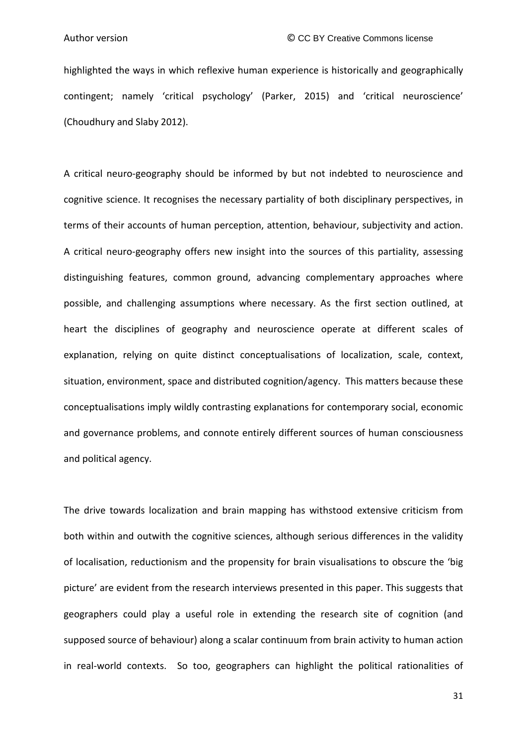highlighted the ways in which reflexive human experience is historically and geographically contingent; namely 'critical psychology' (Parker, 2015) and 'critical neuroscience' (Choudhury and Slaby 2012).

A critical neuro-geography should be informed by but not indebted to neuroscience and cognitive science. It recognises the necessary partiality of both disciplinary perspectives, in terms of their accounts of human perception, attention, behaviour, subjectivity and action. A critical neuro-geography offers new insight into the sources of this partiality, assessing distinguishing features, common ground, advancing complementary approaches where possible, and challenging assumptions where necessary. As the first section outlined, at heart the disciplines of geography and neuroscience operate at different scales of explanation, relying on quite distinct conceptualisations of localization, scale, context, situation, environment, space and distributed cognition/agency. This matters because these conceptualisations imply wildly contrasting explanations for contemporary social, economic and governance problems, and connote entirely different sources of human consciousness and political agency.

The drive towards localization and brain mapping has withstood extensive criticism from both within and outwith the cognitive sciences, although serious differences in the validity of localisation, reductionism and the propensity for brain visualisations to obscure the 'big picture' are evident from the research interviews presented in this paper. This suggests that geographers could play a useful role in extending the research site of cognition (and supposed source of behaviour) along a scalar continuum from brain activity to human action in real-world contexts. So too, geographers can highlight the political rationalities of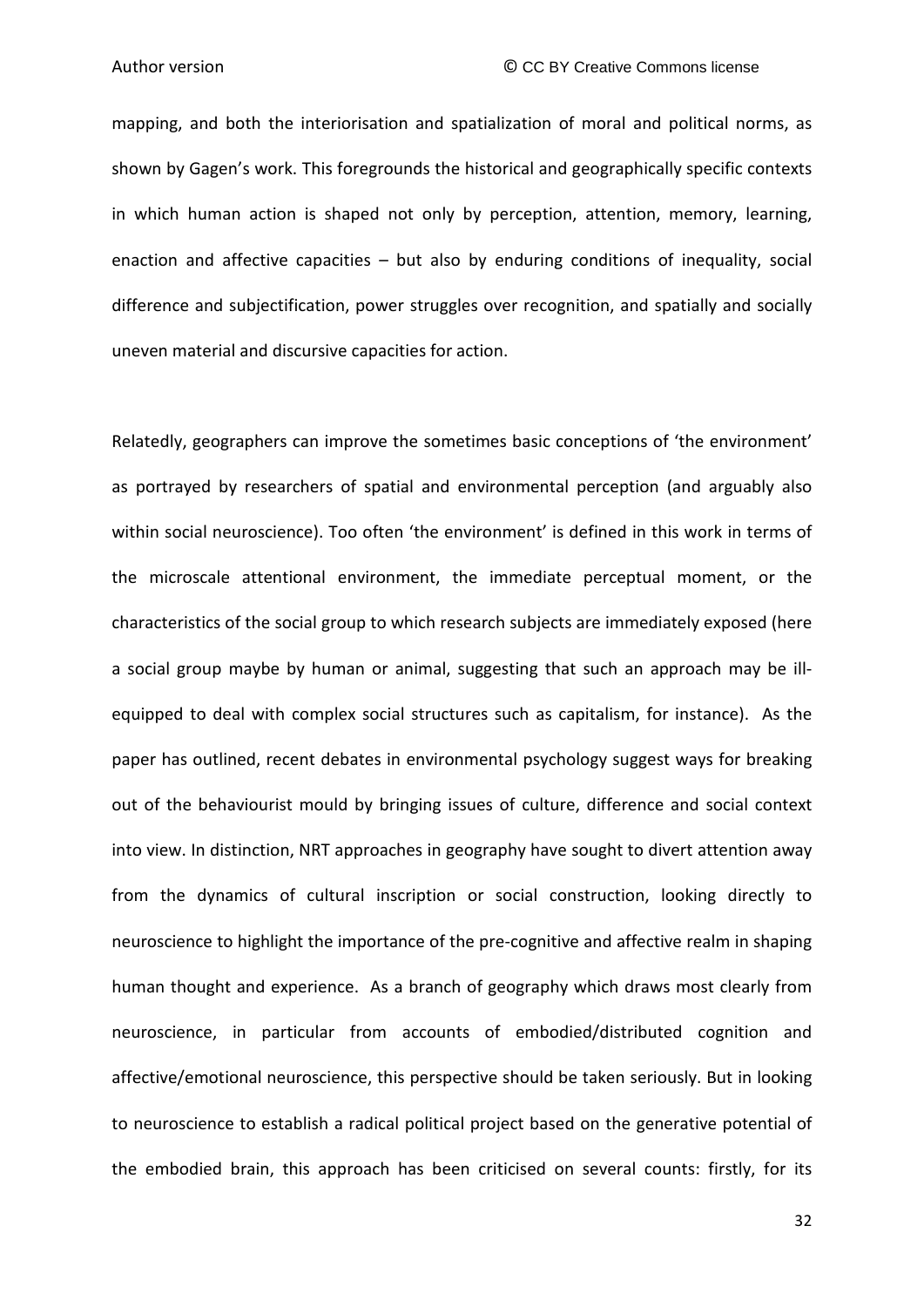mapping, and both the interiorisation and spatialization of moral and political norms, as shown by Gagen's work. This foregrounds the historical and geographically specific contexts in which human action is shaped not only by perception, attention, memory, learning, enaction and affective capacities – but also by enduring conditions of inequality, social difference and subjectification, power struggles over recognition, and spatially and socially uneven material and discursive capacities for action.

Relatedly, geographers can improve the sometimes basic conceptions of 'the environment' as portrayed by researchers of spatial and environmental perception (and arguably also within social neuroscience). Too often 'the environment' is defined in this work in terms of the microscale attentional environment, the immediate perceptual moment, or the characteristics of the social group to which research subjects are immediately exposed (here a social group maybe by human or animal, suggesting that such an approach may be ill-equipped to deal with complex social structures such as capitalism, for instance). As the paper has outlined, recent debates in environmental psychology suggest ways for breaking out of the behaviourist mould by bringing issues of culture, difference and social context into view. In distinction, NRT approaches in geography have sought to divert attention away from the dynamics of cultural inscription or social construction, looking directly to neuroscience to highlight the importance of the pre-cognitive and affective realm in shaping human thought and experience. As a branch of geography which draws most clearly from neuroscience, in particular from accounts of embodied/distributed cognition and affective/emotional neuroscience, this perspective should be taken seriously. But in looking to neuroscience to establish a radical political project based on the generative potential of the embodied brain, this approach has been criticised on several counts: firstly, for its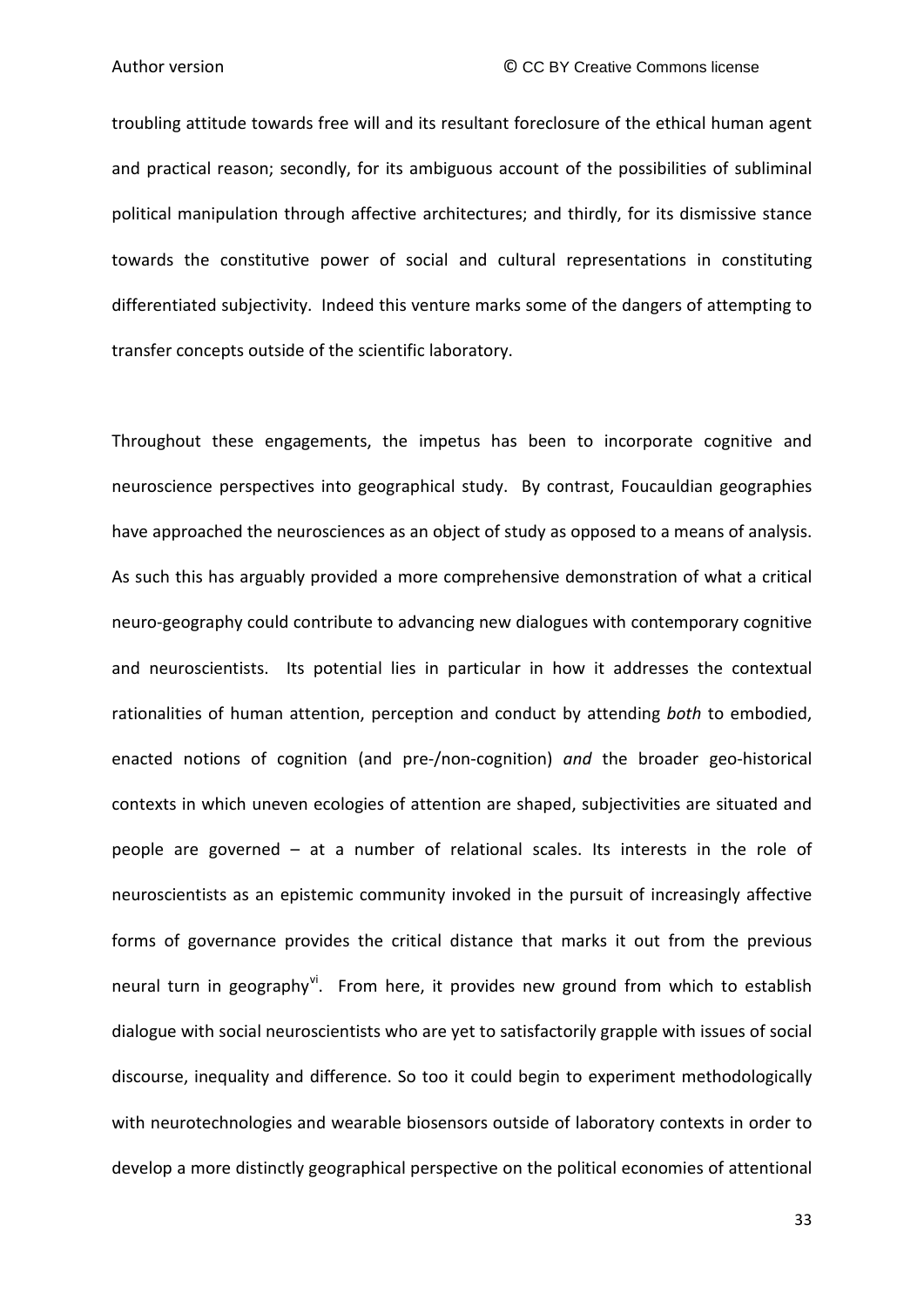troubling attitude towards free will and its resultant foreclosure of the ethical human agent and practical reason; secondly, for its ambiguous account of the possibilities of subliminal political manipulation through affective architectures; and thirdly, for its dismissive stance towards the constitutive power of social and cultural representations in constituting differentiated subjectivity. Indeed this venture marks some of the dangers of attempting to transfer concepts outside of the scientific laboratory.

Throughout these engagements, the impetus has been to incorporate cognitive and neuroscience perspectives into geographical study. By contrast, Foucauldian geographies have approached the neurosciences as an object of study as opposed to a means of analysis. As such this has arguably provided a more comprehensive demonstration of what a critical neuro-geography could contribute to advancing new dialogues with contemporary cognitive and neuroscientists. Its potential lies in particular in how it addresses the contextual rationalities of human attention, perception and conduct by attending *both* to embodied, enacted notions of cognition (and pre-/non-cognition) *and* the broader geo-historical contexts in which uneven ecologies of attention are shaped, subjectivities are situated and people are governed – at a number of relational scales. Its interests in the role of neuroscientists as an epistemic community invoked in the pursuit of increasingly affective forms of governance provides the critical distance that marks it out from the previous neural turn in geography[vi]. From here, it provides new ground from which to establish dialogue with social neuroscientists who are yet to satisfactorily grapple with issues of social discourse, inequality and difference. So too it could begin to experiment methodologically with neurotechnologies and wearable biosensors outside of laboratory contexts in order to develop a more distinctly geographical perspective on the political economies of attentional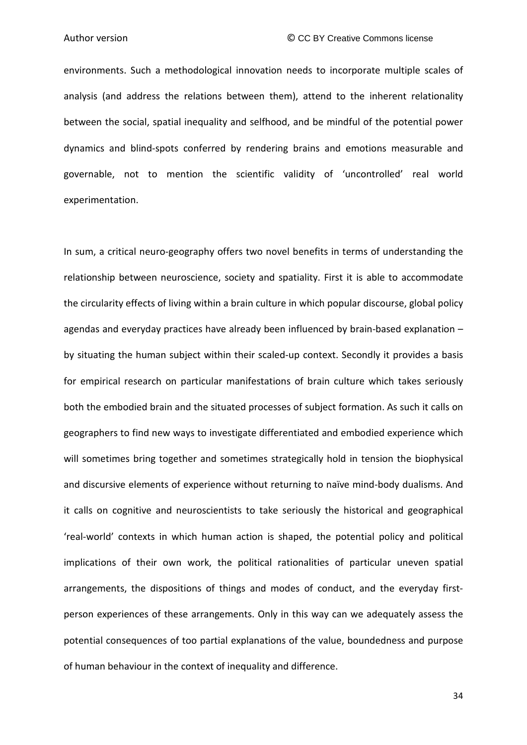environments. Such a methodological innovation needs to incorporate multiple scales of analysis (and address the relations between them), attend to the inherent relationality between the social, spatial inequality and selfhood, and be mindful of the potential power dynamics and blind-spots conferred by rendering brains and emotions measurable and governable, not to mention the scientific validity of 'uncontrolled' real world experimentation.

In sum, a critical neuro-geography offers two novel benefits in terms of understanding the relationship between neuroscience, society and spatiality. First it is able to accommodate the circularity effects of living within a brain culture in which popular discourse, global policy agendas and everyday practices have already been influenced by brain-based explanation – by situating the human subject within their scaled-up context. Secondly it provides a basis for empirical research on particular manifestations of brain culture which takes seriously both the embodied brain and the situated processes of subject formation. As such it calls on geographers to find new ways to investigate differentiated and embodied experience which will sometimes bring together and sometimes strategically hold in tension the biophysical and discursive elements of experience without returning to naïve mind-body dualisms. And it calls on cognitive and neuroscientists to take seriously the historical and geographical 'real-world' contexts in which human action is shaped, the potential policy and political implications of their own work, the political rationalities of particular uneven spatial arrangements, the dispositions of things and modes of conduct, and the everyday first-person experiences of these arrangements. Only in this way can we adequately assess the potential consequences of too partial explanations of the value, boundedness and purpose of human behaviour in the context of inequality and difference.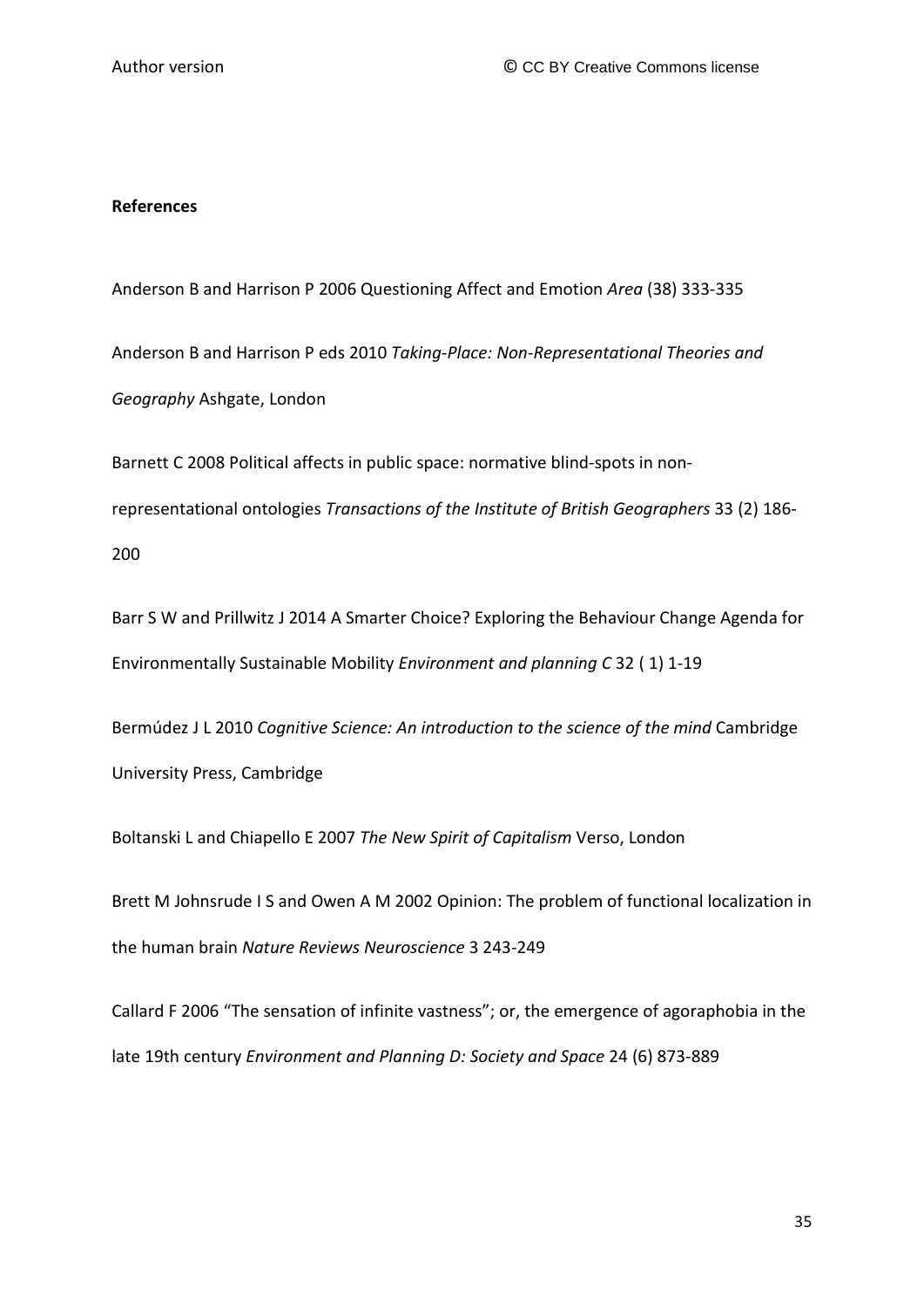**References**

Anderson B and Harrison P 2006 Questioning Affect and Emotion *Area* (38) 333-335

Anderson B and Harrison P eds 2010 *Taking-Place: Non-Representational Theories and Geography* Ashgate, London

Barnett C 2008 Political affects in public space: normative blind-spots in non-representational ontologies *Transactions of the Institute of British Geographers* 33 (2) 186-200

Barr S W and Prillwitz J 2014 A Smarter Choice? Exploring the Behaviour Change Agenda for Environmentally Sustainable Mobility *Environment and planning C* 32 ( 1) 1-19

Bermúdez J L 2010 *Cognitive Science: An introduction to the science of the mind* Cambridge University Press, Cambridge

Boltanski L and Chiapello E 2007 *The New Spirit of Capitalism* Verso, London

Brett M Johnsrude I S and Owen A M 2002 Opinion: The problem of functional localization in the human brain *Nature Reviews Neuroscience* 3 243-249

Callard F 2006 "The sensation of infinite vastness"; or, the emergence of agoraphobia in the late 19th century *Environment and Planning D: Society and Space* 24 (6) 873-889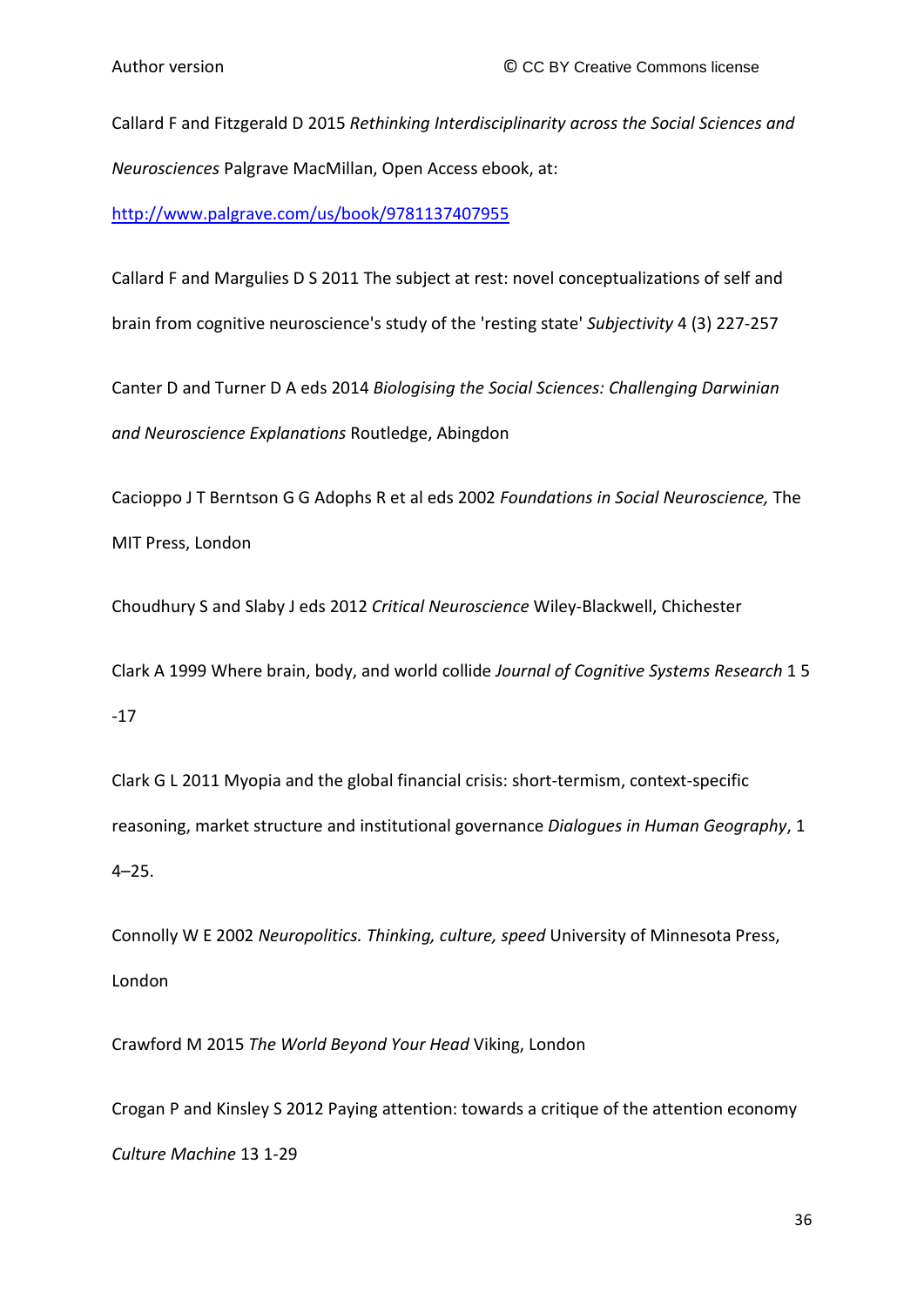Callard F and Fitzgerald D 2015 *Rethinking Interdisciplinarity across the Social Sciences and Neurosciences* Palgrave MacMillan, Open Access ebook, at: http://www.palgrave.com/us/book/9781137407955

Callard F and Margulies D S 2011 The subject at rest: novel conceptualizations of self and brain from cognitive neuroscience's study of the 'resting state' *Subjectivity* 4 (3) 227-257

Canter D and Turner D A eds 2014 *Biologising the Social Sciences: Challenging Darwinian and Neuroscience Explanations* Routledge, Abingdon

Cacioppo J T Berntson G G Adophs R et al eds 2002 *Foundations in Social Neuroscience,* The MIT Press, London

Choudhury S and Slaby J eds 2012 *Critical Neuroscience* Wiley-Blackwell, Chichester

Clark A 1999 Where brain, body, and world collide *Journal of Cognitive Systems Research* 1 5 -17

Clark G L 2011 Myopia and the global financial crisis: short-termism, context-specific reasoning, market structure and institutional governance *Dialogues in Human Geography*, 1 4–25.

Connolly W E 2002 *Neuropolitics. Thinking, culture, speed* University of Minnesota Press, London

Crawford M 2015 *The World Beyond Your Head* Viking, London

Crogan P and Kinsley S 2012 Paying attention: towards a critique of the attention economy *Culture Machine* 13 1-29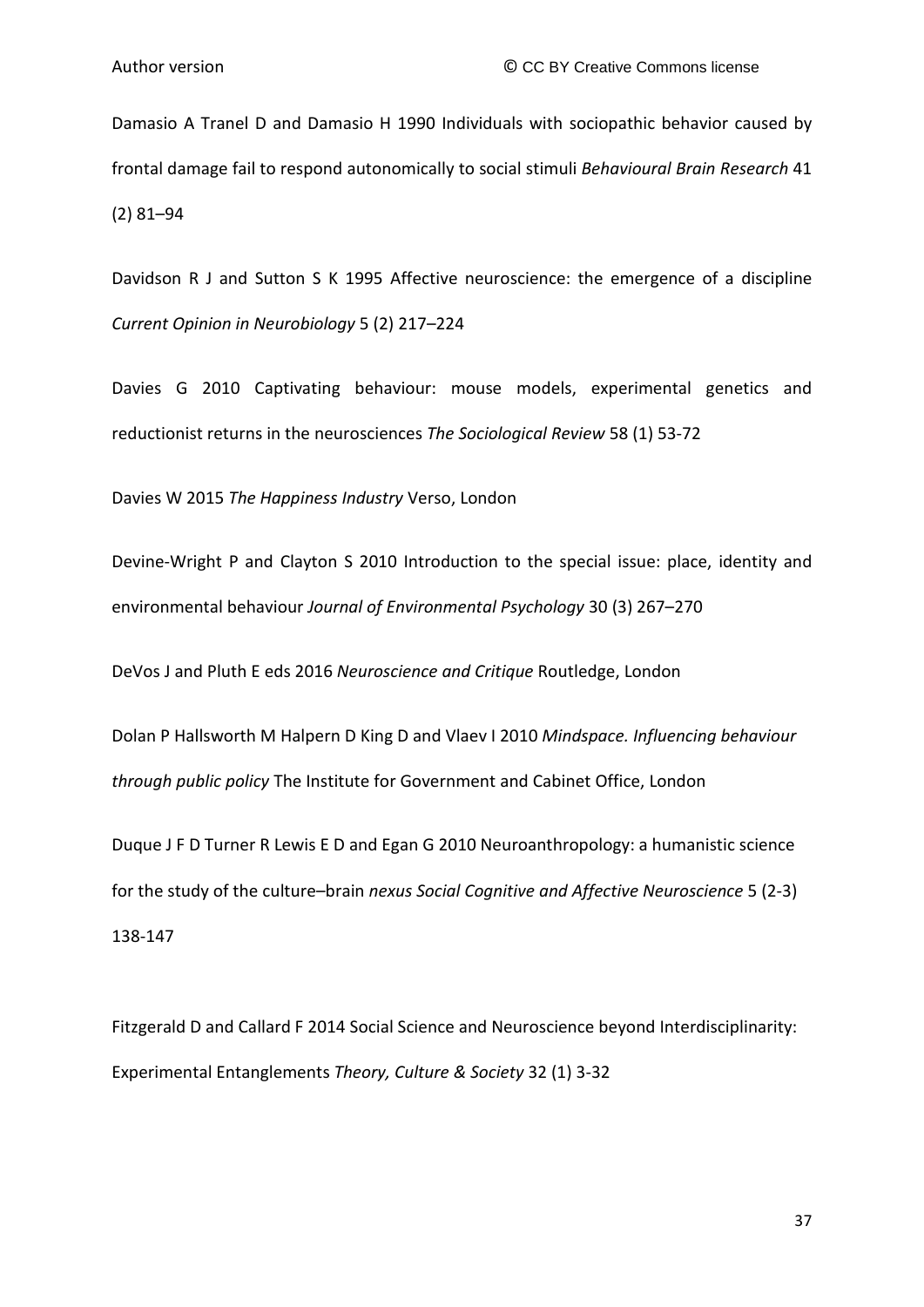Damasio A Tranel D and Damasio H 1990 Individuals with sociopathic behavior caused by frontal damage fail to respond autonomically to social stimuli *Behavioural Brain Research* 41 (2) 81–94

Davidson R J and Sutton S K 1995 Affective neuroscience: the emergence of a discipline *Current Opinion in Neurobiology* 5 (2) 217–224

Davies G 2010 Captivating behaviour: mouse models, experimental genetics and reductionist returns in the neurosciences *The Sociological Review* 58 (1) 53-72

Davies W 2015 *The Happiness Industry* Verso, London

Devine-Wright P and Clayton S 2010 Introduction to the special issue: place, identity and environmental behaviour *Journal of Environmental Psychology* 30 (3) 267–270

DeVos J and Pluth E eds 2016 *Neuroscience and Critique* Routledge, London

Dolan P Hallsworth M Halpern D King D and Vlaev I 2010 *Mindspace. Influencing behaviour through public policy* The Institute for Government and Cabinet Office, London

Duque J F D Turner R Lewis E D and Egan G 2010 Neuroanthropology: a humanistic science for the study of the culture–brain *nexus Social Cognitive and Affective Neuroscience* 5 (2-3) 138-147

Fitzgerald D and Callard F 2014 Social Science and Neuroscience beyond Interdisciplinarity: Experimental Entanglements *Theory, Culture & Society* 32 (1) 3-32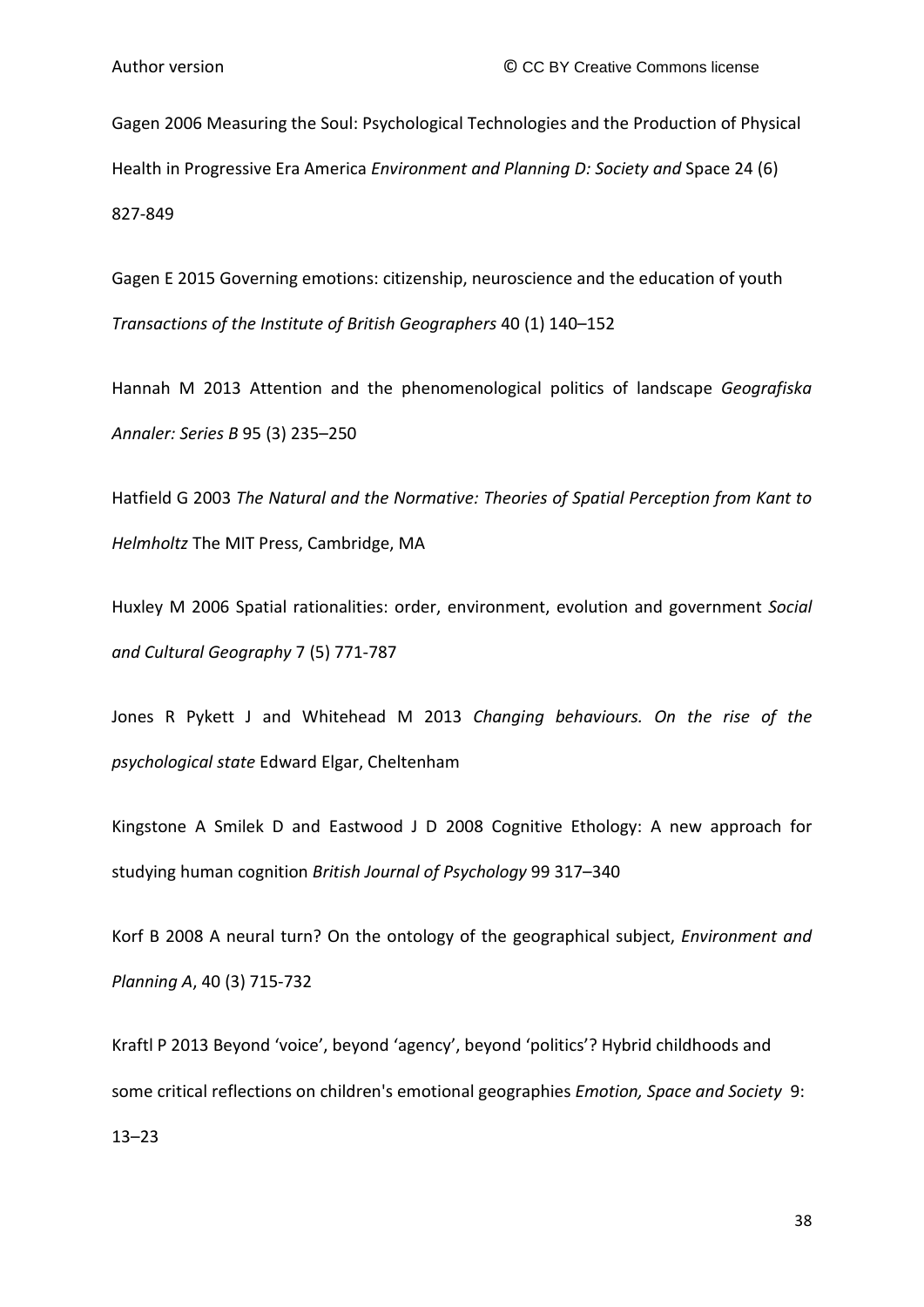Gagen 2006 Measuring the Soul: Psychological Technologies and the Production of Physical Health in Progressive Era America *Environment and Planning D: Society and* Space 24 (6) 827-849

Gagen E 2015 Governing emotions: citizenship, neuroscience and the education of youth *Transactions of the Institute of British Geographers* 40 (1) 140–152

Hannah M 2013 Attention and the phenomenological politics of landscape *Geografiska Annaler: Series B* 95 (3) 235–250

Hatfield G 2003 *The Natural and the Normative: Theories of Spatial Perception from Kant to Helmholtz* The MIT Press, Cambridge, MA

Huxley M 2006 Spatial rationalities: order, environment, evolution and government *Social and Cultural Geography* 7 (5) 771-787

Jones R Pykett J and Whitehead M 2013 *Changing behaviours. On the rise of the psychological state* Edward Elgar, Cheltenham

Kingstone A Smilek D and Eastwood J D 2008 Cognitive Ethology: A new approach for studying human cognition *British Journal of Psychology* 99 317–340

Korf B 2008 A neural turn? On the ontology of the geographical subject, *Environment and Planning A*, 40 (3) 715-732

Kraftl P 2013 Beyond 'voice', beyond 'agency', beyond 'politics'? Hybrid childhoods and some critical reflections on children's emotional geographies *Emotion, Space and Society* 9: 13–23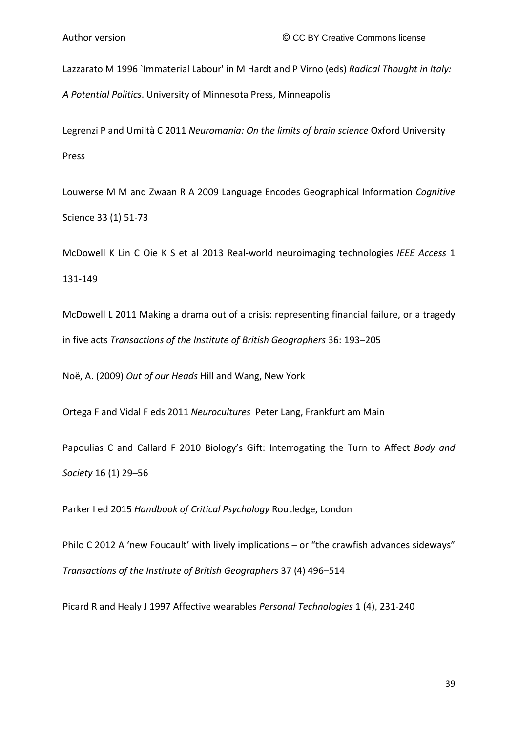Lazzarato M 1996 `Immaterial Labour' in M Hardt and P Virno (eds) *Radical Thought in Italy: A Potential Politics*. University of Minnesota Press, Minneapolis

Legrenzi P and Umiltà C 2011 *Neuromania: On the limits of brain science* Oxford University Press

Louwerse M M and Zwaan R A 2009 Language Encodes Geographical Information *Cognitive* Science 33 (1) 51-73

McDowell K Lin C Oie K S et al 2013 Real-world neuroimaging technologies *IEEE Access* 1 131-149

McDowell L 2011 Making a drama out of a crisis: representing financial failure, or a tragedy in five acts *Transactions of the Institute of British Geographers* 36: 193–205

Noë, A. (2009) *Out of our Heads* Hill and Wang, New York

Ortega F and Vidal F eds 2011 *Neurocultures* Peter Lang, Frankfurt am Main

Papoulias C and Callard F 2010 Biology's Gift: Interrogating the Turn to Affect *Body and Society* 16 (1) 29–56

Parker I ed 2015 *Handbook of Critical Psychology* Routledge, London

Philo C 2012 A 'new Foucault' with lively implications – or "the crawfish advances sideways" *Transactions of the Institute of British Geographers* 37 (4) 496–514

Picard R and Healy J 1997 Affective wearables *Personal Technologies* 1 (4), 231-240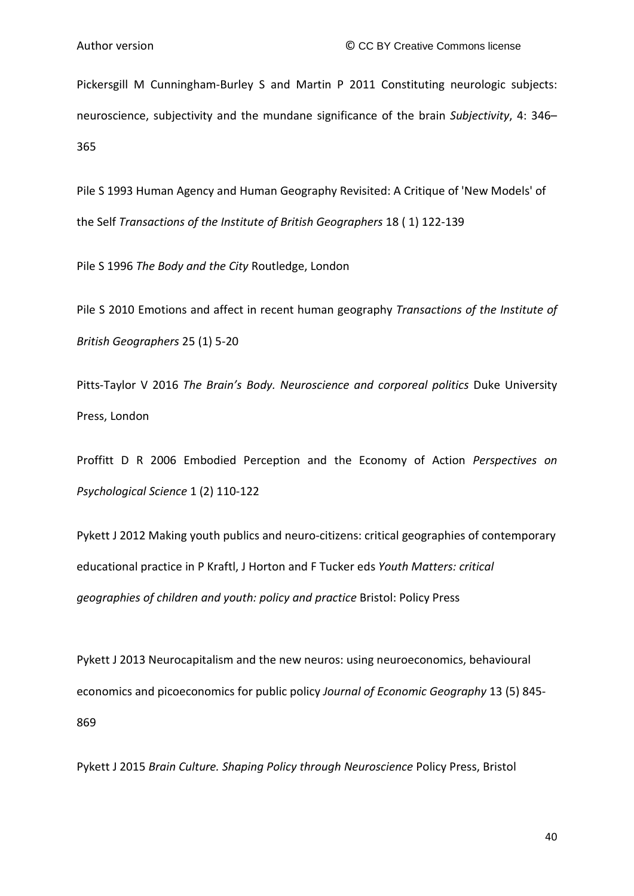Pickersgill M Cunningham-Burley S and Martin P 2011 Constituting neurologic subjects: neuroscience, subjectivity and the mundane significance of the brain *Subjectivity*, 4: 346–365

Pile S 1993 Human Agency and Human Geography Revisited: A Critique of 'New Models' of the Self *Transactions of the Institute of British Geographers* 18 ( 1) 122-139

Pile S 1996 *The Body and the City* Routledge, London

Pile S 2010 Emotions and affect in recent human geography *Transactions of the Institute of British Geographers* 25 (1) 5-20

Pitts-Taylor V 2016 *The Brain's Body. Neuroscience and corporeal politics* Duke University Press, London

Proffitt D R 2006 Embodied Perception and the Economy of Action *Perspectives on Psychological Science* 1 (2) 110-122

Pykett J 2012 Making youth publics and neuro-citizens: critical geographies of contemporary educational practice in P Kraftl, J Horton and F Tucker eds *Youth Matters: critical geographies of children and youth: policy and practice* Bristol: Policy Press

Pykett J 2013 Neurocapitalism and the new neuros: using neuroeconomics, behavioural economics and picoeconomics for public policy *Journal of Economic Geography* 13 (5) 845-869

Pykett J 2015 *Brain Culture. Shaping Policy through Neuroscience* Policy Press, Bristol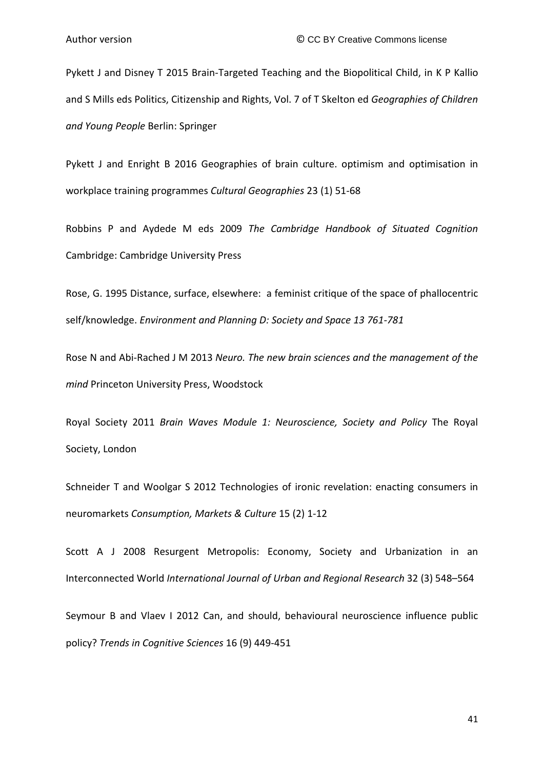Pykett J and Disney T 2015 Brain-Targeted Teaching and the Biopolitical Child, in K P Kallio and S Mills eds Politics, Citizenship and Rights, Vol. 7 of T Skelton ed *Geographies of Children and Young People* Berlin: Springer

Pykett J and Enright B 2016 Geographies of brain culture. optimism and optimisation in workplace training programmes *Cultural Geographies* 23 (1) 51-68

Robbins P and Aydede M eds 2009 *The Cambridge Handbook of Situated Cognition* Cambridge: Cambridge University Press

Rose, G. 1995 Distance, surface, elsewhere: a feminist critique of the space of phallocentric self/knowledge. *Environment and Planning D: Society and Space 13 761-781*

Rose N and Abi-Rached J M 2013 *Neuro. The new brain sciences and the management of the mind* Princeton University Press, Woodstock

Royal Society 2011 *Brain Waves Module 1: Neuroscience, Society and Policy* The Royal Society, London

Schneider T and Woolgar S 2012 Technologies of ironic revelation: enacting consumers in neuromarkets *Consumption, Markets & Culture* 15 (2) 1-12

Scott A J 2008 Resurgent Metropolis: Economy, Society and Urbanization in an Interconnected World *International Journal of Urban and Regional Research* 32 (3) 548–564

Seymour B and Vlaev I 2012 Can, and should, behavioural neuroscience influence public policy? *Trends in Cognitive Sciences* 16 (9) 449-451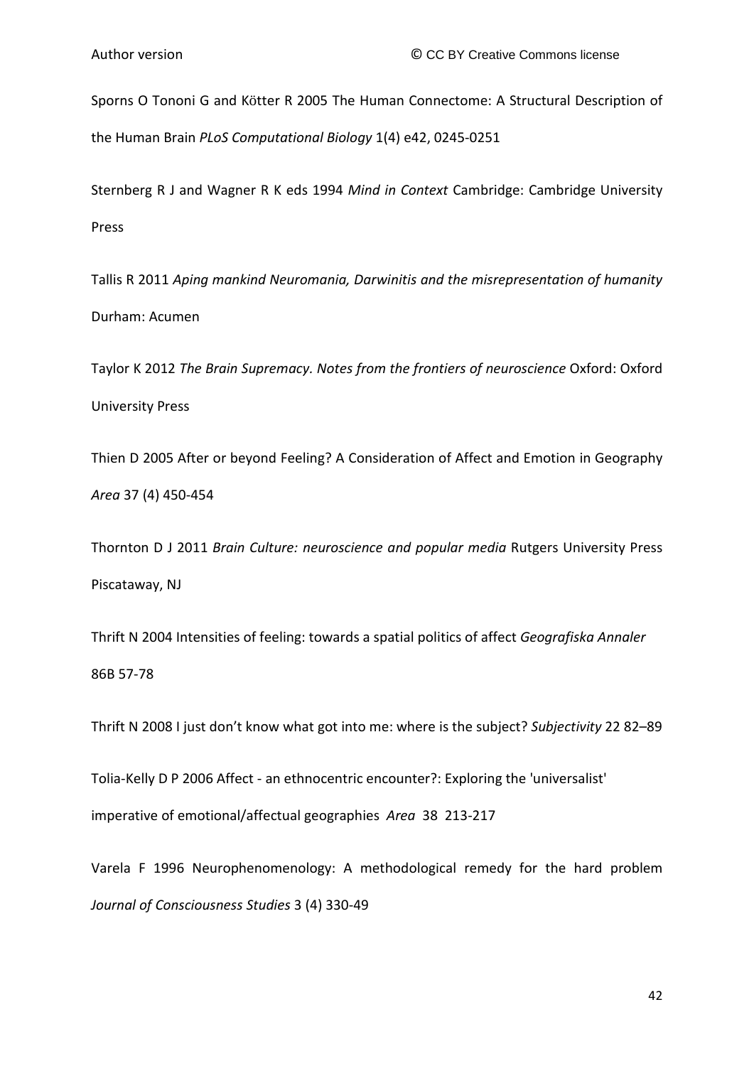Sporns O Tononi G and Kötter R 2005 The Human Connectome: A Structural Description of the Human Brain *PLoS Computational Biology* 1(4) e42, 0245-0251

Sternberg R J and Wagner R K eds 1994 *Mind in Context* Cambridge: Cambridge University Press

Tallis R 2011 *Aping mankind Neuromania, Darwinitis and the misrepresentation of humanity* Durham: Acumen

Taylor K 2012 *The Brain Supremacy. Notes from the frontiers of neuroscience* Oxford: Oxford University Press

Thien D 2005 After or beyond Feeling? A Consideration of Affect and Emotion in Geography *Area* 37 (4) 450-454

Thornton D J 2011 *Brain Culture: neuroscience and popular media* Rutgers University Press Piscataway, NJ

Thrift N 2004 Intensities of feeling: towards a spatial politics of affect *Geografiska Annaler* 86B 57-78

Thrift N 2008 I just don't know what got into me: where is the subject? *Subjectivity* 22 82–89

Tolia-Kelly D P 2006 Affect - an ethnocentric encounter?: Exploring the 'universalist' imperative of emotional/affectual geographies *Area* 38 213-217

Varela F 1996 Neurophenomenology: A methodological remedy for the hard problem *Journal of Consciousness Studies* 3 (4) 330-49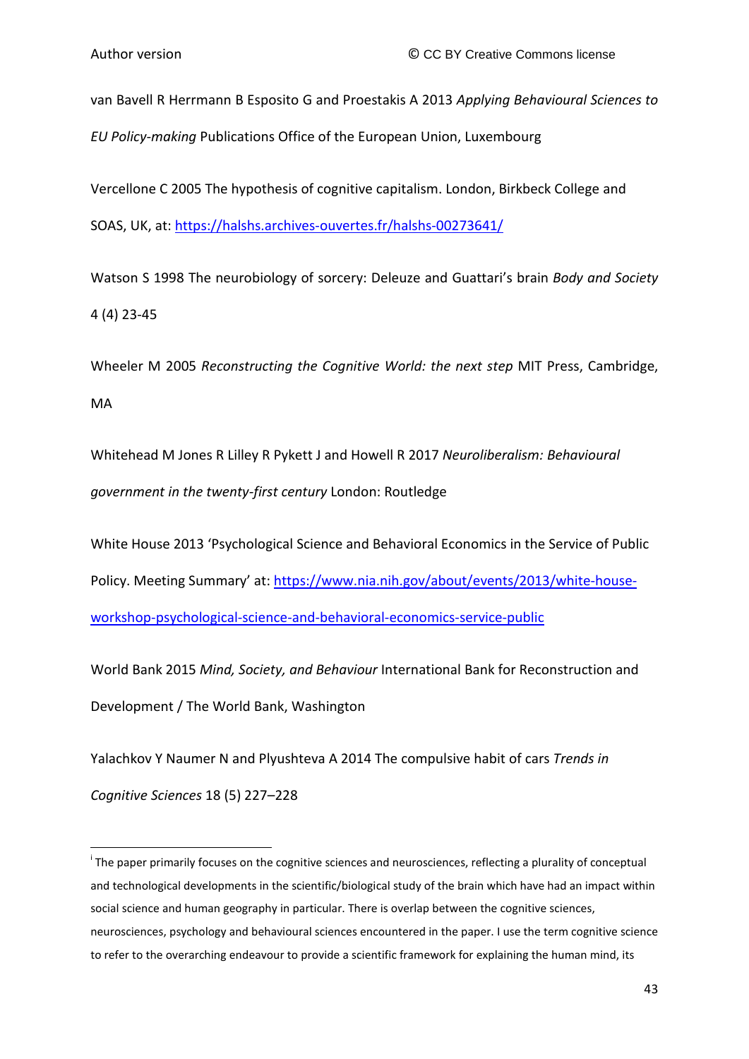van Bavell R Herrmann B Esposito G and Proestakis A 2013 *Applying Behavioural Sciences to EU Policy-making* Publications Office of the European Union, Luxembourg

Vercellone C 2005 The hypothesis of cognitive capitalism. London, Birkbeck College and SOAS, UK, at: https://halshs.archives-ouvertes.fr/halshs-00273641/

Watson S 1998 The neurobiology of sorcery: Deleuze and Guattari's brain *Body and Society* 4 (4) 23-45

Wheeler M 2005 *Reconstructing the Cognitive World: the next step* MIT Press, Cambridge, MA

Whitehead M Jones R Lilley R Pykett J and Howell R 2017 *Neuroliberalism: Behavioural government in the twenty-first century* London: Routledge

White House 2013 'Psychological Science and Behavioral Economics in the Service of Public Policy. Meeting Summary' at: https://www.nia.nih.gov/about/events/2013/white-house-workshop-psychological-science-and-behavioral-economics-service-public

World Bank 2015 *Mind, Society, and Behaviour* International Bank for Reconstruction and Development / The World Bank, Washington

Yalachkov Y Naumer N and Plyushteva A 2014 The compulsive habit of cars *Trends in Cognitive Sciences* 18 (5) 227–228

---

[i] The paper primarily focuses on the cognitive sciences and neurosciences, reflecting a plurality of conceptual and technological developments in the scientific/biological study of the brain which have had an impact within social science and human geography in particular. There is overlap between the cognitive sciences, neurosciences, psychology and behavioural sciences encountered in the paper. I use the term cognitive science to refer to the overarching endeavour to provide a scientific framework for explaining the human mind, its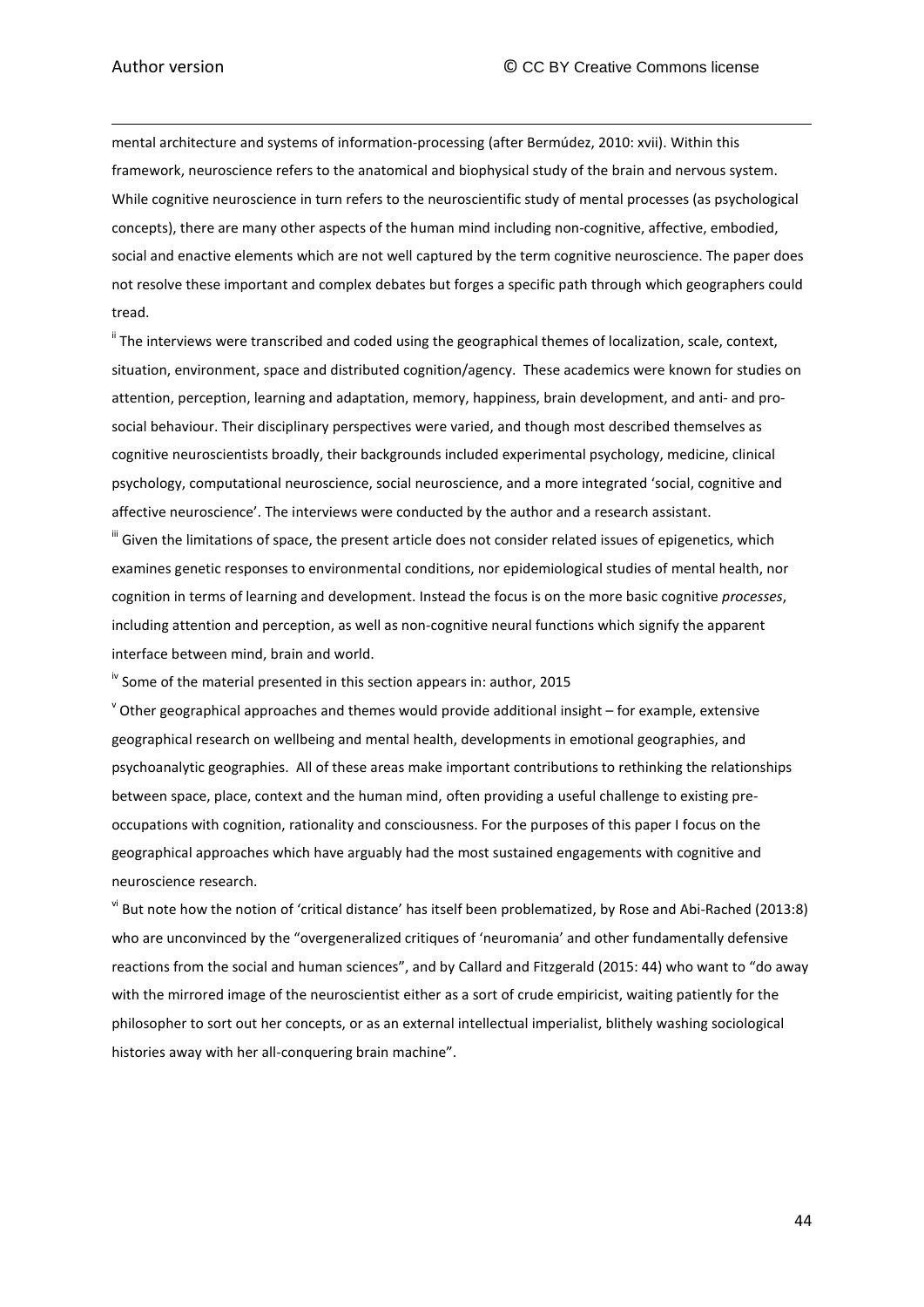mental architecture and systems of information-processing (after Bermúdez, 2010: xvii). Within this framework, neuroscience refers to the anatomical and biophysical study of the brain and nervous system. While cognitive neuroscience in turn refers to the neuroscientific study of mental processes (as psychological concepts), there are many other aspects of the human mind including non-cognitive, affective, embodied, social and enactive elements which are not well captured by the term cognitive neuroscience. The paper does not resolve these important and complex debates but forges a specific path through which geographers could tread.

[ii] The interviews were transcribed and coded using the geographical themes of localization, scale, context, situation, environment, space and distributed cognition/agency. These academics were known for studies on attention, perception, learning and adaptation, memory, happiness, brain development, and anti- and pro-social behaviour. Their disciplinary perspectives were varied, and though most described themselves as cognitive neuroscientists broadly, their backgrounds included experimental psychology, medicine, clinical psychology, computational neuroscience, social neuroscience, and a more integrated 'social, cognitive and affective neuroscience'. The interviews were conducted by the author and a research assistant.

[iii] Given the limitations of space, the present article does not consider related issues of epigenetics, which examines genetic responses to environmental conditions, nor epidemiological studies of mental health, nor cognition in terms of learning and development. Instead the focus is on the more basic cognitive *processes*, including attention and perception, as well as non-cognitive neural functions which signify the apparent interface between mind, brain and world.

[iv] Some of the material presented in this section appears in: author, 2015

[v] Other geographical approaches and themes would provide additional insight – for example, extensive geographical research on wellbeing and mental health, developments in emotional geographies, and psychoanalytic geographies. All of these areas make important contributions to rethinking the relationships between space, place, context and the human mind, often providing a useful challenge to existing pre-occupations with cognition, rationality and consciousness. For the purposes of this paper I focus on the geographical approaches which have arguably had the most sustained engagements with cognitive and neuroscience research.

[vi] But note how the notion of 'critical distance' has itself been problematized, by Rose and Abi-Rached (2013:8) who are unconvinced by the "overgeneralized critiques of 'neuromania' and other fundamentally defensive reactions from the social and human sciences", and by Callard and Fitzgerald (2015: 44) who want to "do away with the mirrored image of the neuroscientist either as a sort of crude empiricist, waiting patiently for the philosopher to sort out her concepts, or as an external intellectual imperialist, blithely washing sociological histories away with her all-conquering brain machine".